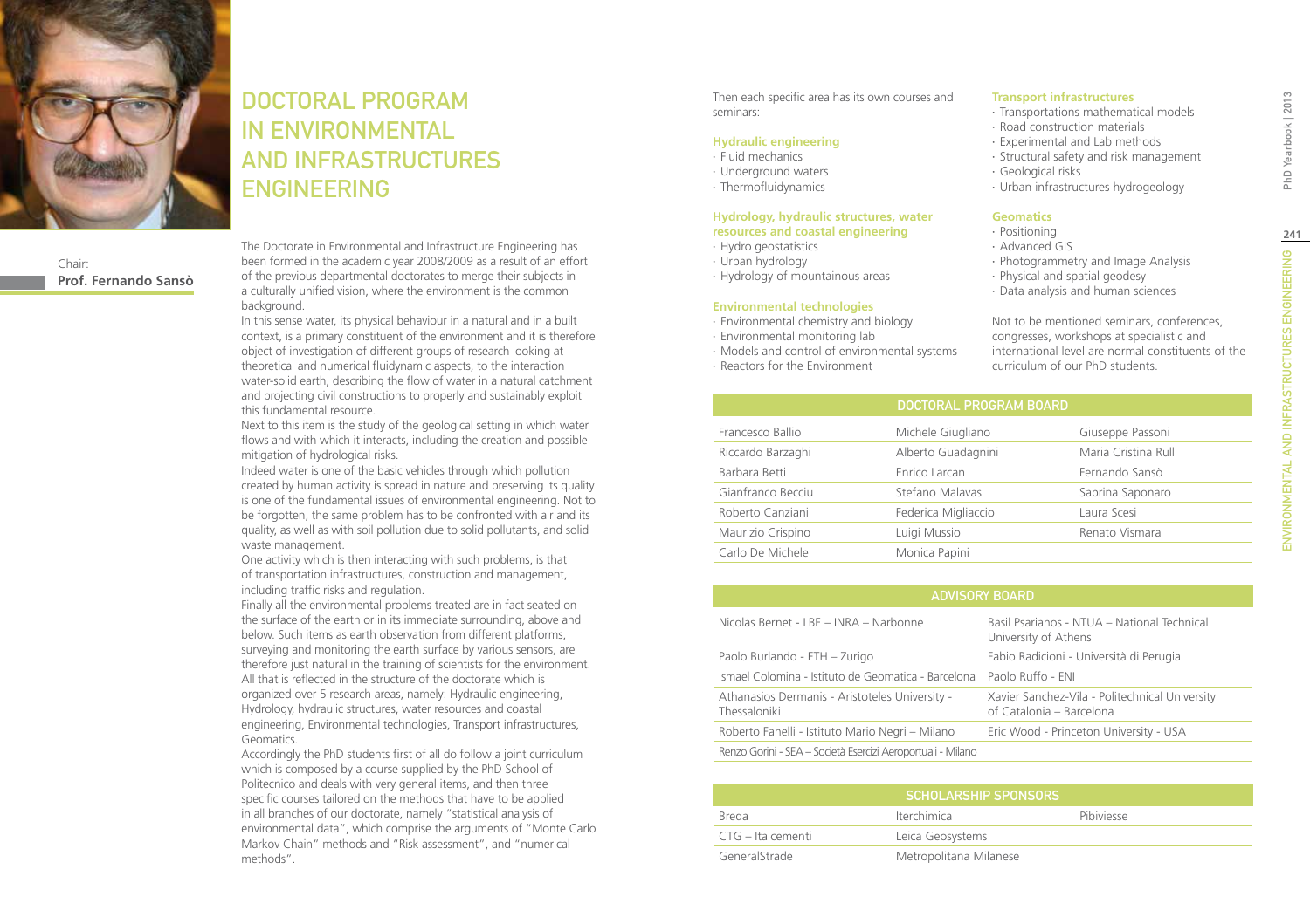# DOCTORAL PROGRAM IN ENVIRONMENTAL AND INFRASTRUCTURES ENGINEERING

Chair:
**Prof. Fernando Sansò**

The Doctorate in Environmental and Infrastructure Engineering has been formed in the academic year 2008/2009 as a result of an effort of the previous departmental doctorates to merge their subjects in a culturally unified vision, where the environment is the common background.

In this sense water, its physical behaviour in a natural and in a built context, is a primary constituent of the environment and it is therefore object of investigation of different groups of research looking at theoretical and numerical fluidynamic aspects, to the interaction water-solid earth, describing the flow of water in a natural catchment and projecting civil constructions to properly and sustainably exploit this fundamental resource.

Next to this item is the study of the geological setting in which water flows and with which it interacts, including the creation and possible mitigation of hydrological risks.

Indeed water is one of the basic vehicles through which pollution created by human activity is spread in nature and preserving its quality is one of the fundamental issues of environmental engineering. Not to be forgotten, the same problem has to be confronted with air and its quality, as well as with soil pollution due to solid pollutants, and solid waste management.

One activity which is then interacting with such problems, is that of transportation infrastructures, construction and management, including traffic risks and regulation.

Finally all the environmental problems treated are in fact seated on the surface of the earth or in its immediate surrounding, above and below. Such items as earth observation from different platforms, surveying and monitoring the earth surface by various sensors, are therefore just natural in the training of scientists for the environment.

All that is reflected in the structure of the doctorate which is organized over 5 research areas, namely: Hydraulic engineering, Hydrology, hydraulic structures, water resources and coastal engineering, Environmental technologies, Transport infrastructures, Geomatics.

Accordingly the PhD students first of all do follow a joint curriculum which is composed by a course supplied by the PhD School of Politecnico and deals with very general items, and then three specific courses tailored on the methods that have to be applied in all branches of our doctorate, namely "statistical analysis of environmental data", which comprise the arguments of "Monte Carlo Markov Chain" methods and "Risk assessment", and "numerical methods".

Then each specific area has its own courses and seminars:

**Hydraulic engineering**
- Fluid mechanics
- Underground waters
- Thermofluidynamics

**Hydrology, hydraulic structures, water resources and coastal engineering**
- Hydro geostatistics
- Urban hydrology
- Hydrology of mountainous areas

**Environmental technologies**
- Environmental chemistry and biology
- Environmental monitoring lab
- Models and control of environmental systems
- Reactors for the Environment

**Transport infrastructures**
- Transportations mathematical models
- Road construction materials
- Experimental and Lab methods
- Structural safety and risk management
- Geological risks
- Urban infrastructures hydrogeology

**Geomatics**
- Positioning
- Advanced GIS
- Photogrammetry and Image Analysis
- Physical and spatial geodesy
- Data analysis and human sciences

Not to be mentioned seminars, conferences, congresses, workshops at specialistic and international level are normal constituents of the curriculum of our PhD students.

| DOCTORAL PROGRAM BOARD | | |
|---|---|---|
| Francesco Ballio | Michele Giugliano | Giuseppe Passoni |
| Riccardo Barzaghi | Alberto Guadagnini | Maria Cristina Rulli |
| Barbara Betti | Enrico Larcan | Fernando Sansò |
| Gianfranco Becciu | Stefano Malavasi | Sabrina Saponaro |
| Roberto Canziani | Federica Migliaccio | Laura Scesi |
| Maurizio Crispino | Luigi Mussio | Renato Vismara |
| Carlo De Michele | Monica Papini | |

| ADVISORY BOARD | |
|---|---|
| Nicolas Bernet - LBE – INRA – Narbonne | Basil Psarianos - NTUA – National Technical University of Athens |
| Paolo Burlando - ETH – Zurigo | Fabio Radicioni - Università di Perugia |
| Ismael Colomina - Istituto de Geomatica - Barcelona | Paolo Ruffo - ENI |
| Athanasios Dermanis - Aristoteles University - Thessaloniki | Xavier Sanchez-Vila - Politechnical University of Catalonia – Barcelona |
| Roberto Fanelli - Istituto Mario Negri – Milano | Eric Wood - Princeton University - USA |
| Renzo Gorini - SEA – Società Esercizi Aeroportuali - Milano | |

| SCHOLARSHIP SPONSORS | | |
|---|---|---|
| Breda | Iterchimica | Pibiviesse |
| CTG – Italcementi | Leica Geosystems | |
| GeneralStrade | Metropolitana Milanese | |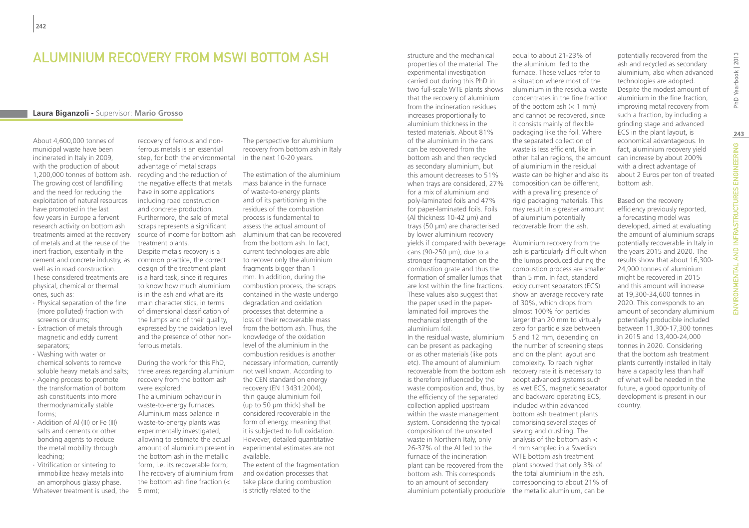# ALUMINIUM RECOVERY FROM MSWI BOTTOM ASH

**Laura Biganzoli -** Supervisor: **Mario Grosso**

About 4,600,000 tonnes of municipal waste have been incinerated in Italy in 2009, with the production of about 1,200,000 tonnes of bottom ash. The growing cost of landfilling and the need for reducing the exploitation of natural resources have promoted in the last few years in Europe a fervent research activity on bottom ash treatments aimed at the recovery of metals and at the reuse of the inert fraction, essentially in the cement and concrete industry, as well as in road construction. These considered treatments are physical, chemical or thermal ones, such as:

- Physical separation of the fine (more polluted) fraction with screens or drums;
- Extraction of metals through magnetic and eddy current separators;
- Washing with water or chemical solvents to remove soluble heavy metals and salts;
- Ageing process to promote the transformation of bottom ash constituents into more thermodynamically stable forms;
- Addition of Al (III) or Fe (III) salts and cements or other bonding agents to reduce the metal mobility through leaching;
- Vitrification or sintering to immobilize heavy metals into an amorphous glassy phase.

Whatever treatment is used, the recovery of ferrous and non-ferrous metals is an essential step, for both the environmental advantage of metal scraps recycling and the reduction of the negative effects that metals have in some applications including road construction and concrete production. Furthermore, the sale of metal scraps represents a significant source of income for bottom ash treatment plants.

Despite metals recovery is a common practice, the correct design of the treatment plant is a hard task, since it requires to know how much aluminium is in the ash and what are its main characteristics, in terms of dimensional classification of the lumps and of their quality, expressed by the oxidation level and the presence of other non-ferrous metals.

During the work for this PhD, three areas regarding aluminium recovery from the bottom ash were explored:

The aluminium behaviour in waste-to-energy furnaces. Aluminium mass balance in waste-to-energy plants was experimentally investigated, allowing to estimate the actual amount of aluminium present in the bottom ash in the metallic form, i.e. its recoverable form; The recovery of aluminium from the bottom ash fine fraction (< 5 mm);

The perspective for aluminium recovery from bottom ash in Italy in the next 10-20 years.

The estimation of the aluminium mass balance in the furnace of waste-to-energy plants and of its partitioning in the residues of the combustion process is fundamental to assess the actual amount of aluminium that can be recovered from the bottom ash. In fact, current technologies are able to recover only the aluminium fragments bigger than 1 mm. In addition, during the combustion process, the scraps contained in the waste undergo degradation and oxidation processes that determine a loss of their recoverable mass from the bottom ash. Thus, the knowledge of the oxidation level of the aluminium in the combustion residues is another necessary information, currently not well known. According to the CEN standard on energy recovery (EN 13431:2004), thin gauge aluminium foil (up to 50 μm thick) shall be considered recoverable in the form of energy, meaning that it is subjected to full oxidation. However, detailed quantitative experimental estimates are not available.

The extent of the fragmentation and oxidation processes that take place during combustion is strictly related to the structure and the mechanical properties of the material. The experimental investigation carried out during this PhD in two full-scale WTE plants shows that the recovery of aluminium from the incineration residues increases proportionally to aluminium thickness in the tested materials. About 81% of the aluminium in the cans can be recovered from the bottom ash and then recycled as secondary aluminium, but this amount decreases to 51% when trays are considered, 27% for a mix of aluminium and poly-laminated foils and 47% for paper-laminated foils. Foils (Al thickness 10-42 μm) and trays (50 μm) are characterised by lower aluminium recovery yields if compared with beverage cans (90-250 μm), due to a stronger fragmentation on the combustion grate and thus the formation of smaller lumps that are lost within the fine fractions. These values also suggest that the paper used in the paper-laminated foil improves the mechanical strength of the aluminium foil.

In the residual waste, aluminium can be present as packaging or as other materials (like pots etc). The amount of aluminium recoverable from the bottom ash is therefore influenced by the waste composition and, thus, by the efficiency of the separated collection applied upstream within the waste management system. Considering the typical composition of the unsorted waste in Northern Italy, only 26-37% of the Al fed to the furnace of the incineration plant can be recovered from the bottom ash. This corresponds to an amount of secondary aluminium potentially producible equal to about 21-23% of the aluminium fed to the furnace. These values refer to a situation where most of the aluminium in the residual waste concentrates in the fine fraction of the bottom ash (< 1 mm) and cannot be recovered, since it consists mainly of flexible packaging like the foil. Where the separated collection of waste is less efficient, like in other Italian regions, the amount of aluminium in the residual waste can be higher and also its composition can be different, with a prevailing presence of rigid packaging materials. This may result in a greater amount of aluminium potentially recoverable from the ash.

Aluminium recovery from the ash is particularly difficult when the lumps produced during the combustion process are smaller than 5 mm. In fact, standard eddy current separators (ECS) show an average recovery rate of 30%, which drops from almost 100% for particles larger than 20 mm to virtually zero for particle size between 5 and 12 mm, depending on the number of screening steps and on the plant layout and complexity. To reach higher recovery rate it is necessary to adopt advanced systems such as wet ECS, magnetic separator and backward operating ECS, included within advanced bottom ash treatment plants comprising several stages of sieving and crushing. The analysis of the bottom ash < 4 mm sampled in a Swedish WTE bottom ash treatment plant showed that only 3% of the total aluminium in the ash, corresponding to about 21% of the metallic aluminium, can be potentially recovered from the ash and recycled as secondary aluminium, also when advanced technologies are adopted. Despite the modest amount of aluminium in the fine fraction, improving metal recovery from such a fraction, by including a grinding stage and advanced ECS in the plant layout, is economical advantageous. In fact, aluminium recovery yield can increase by about 200% with a direct advantage of about 2 Euros per ton of treated bottom ash.

Based on the recovery efficiency previously reported, a forecasting model was developed, aimed at evaluating the amount of aluminium scraps potentially recoverable in Italy in the years 2015 and 2020. The results show that about 16,300-24,900 tonnes of aluminium might be recovered in 2015 and this amount will increase at 19,300-34,600 tonnes in 2020. This corresponds to an amount of secondary aluminium potentially producible included between 11,300-17,300 tonnes in 2015 and 13,400-24,000 tonnes in 2020. Considering that the bottom ash treatment plants currently installed in Italy have a capacity less than half of what will be needed in the future, a good opportunity of development is present in our country.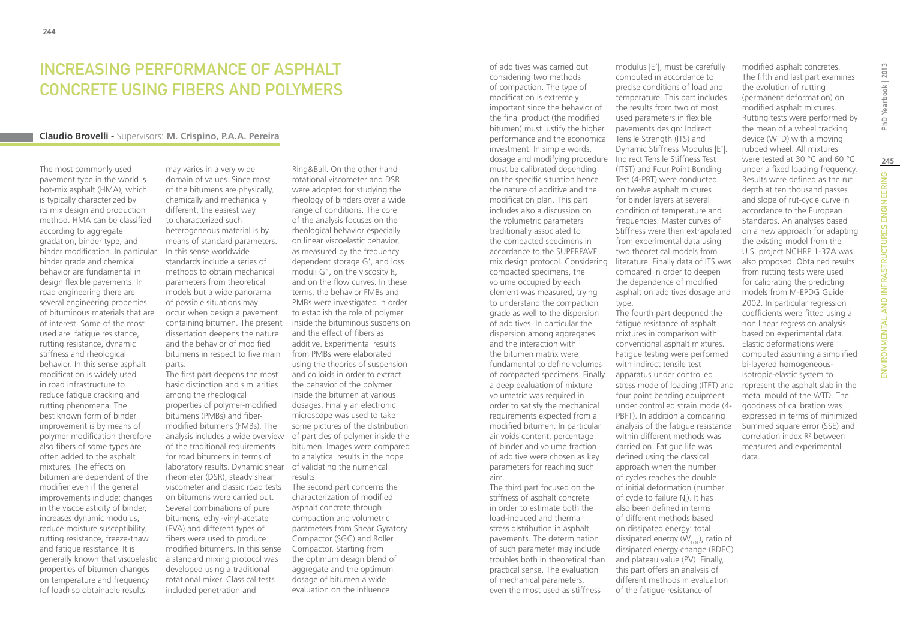# Increasing Performance of Asphalt Concrete Using Fibers and Polymers

**Claudio Brovelli** - Supervisors: **M. Crispino, P.A.A. Pereira**

The most commonly used pavement type in the world is hot-mix asphalt (HMA), which is typically characterized by its mix design and production method. HMA can be classified according to aggregate gradation, binder type, and binder modification. In particular binder grade and chemical behavior are fundamental in design flexible pavements. In road engineering there are several engineering properties of bituminous materials that are of interest. Some of the most used are: fatigue resistance, rutting resistance, dynamic stiffness and rheological behavior. In this sense asphalt modification is widely used in road infrastructure to reduce fatigue cracking and rutting phenomena. The best known form of binder improvement is by means of polymer modification therefore also fibers of some types are often added to the asphalt mixtures. The effects on bitumen are dependent of the modifier even if the general improvements include: changes in the viscoelasticity of binder, increases dynamic modulus, reduce moisture susceptibility, rutting resistance, freeze-thaw and fatigue resistance. It is generally known that viscoelastic properties of bitumen changes on temperature and frequency (of load) so obtainable results may varies in a very wide domain of values. Since most of the bitumens are physically, chemically and mechanically different, the easiest way to characterized such heterogeneous material is by means of standard parameters. In this sense worldwide standards include a series of methods to obtain mechanical parameters from theoretical models but a wide panorama of possible situations may occur when design a pavement containing bitumen. The present dissertation deepens the nature and the behavior of modified bitumens in respect to five main parts.

The first part deepens the most basic distinction and similarities among the rheological properties of polymer-modified bitumens (PMBs) and fiber-modified bitumens (FMBs). The analysis includes a wide overview of the traditional requirements for road bitumens in terms of laboratory results. Dynamic shear rheometer (DSR), steady shear viscometer and classic road tests on bitumens were carried out. Several combinations of pure bitumens, ethyl-vinyl-acetate (EVA) and different types of fibers were used to produce modified bitumens. In this sense a standard mixing protocol was developed using a traditional rotational mixer. Classical tests included penetration and Ring&Ball. On the other hand rotational viscometer and DSR were adopted for studying the rheology of binders over a wide range of conditions. The core of the analysis focuses on the rheological behavior especially on linear viscoelastic behavior, as measured by the frequency dependent storage G', and loss moduli G", on the viscosity $\eta$, and on the flow curves. In these terms, the behavior FMBs and PMBs were investigated in order to establish the role of polymer inside the bituminous suspension and the effect of fibers as additive. Experimental results from PMBs were elaborated using the theories of suspension and colloids in order to extract the behavior of the polymer inside the bitumen at various dosages. Finally an electronic microscope was used to take some pictures of the distribution of particles of polymer inside the bitumen. Images were compared to analytical results in the hope of validating the numerical results.

The second part concerns the characterization of modified asphalt concrete through compaction and volumetric parameters from Shear Gyratory Compactor (SGC) and Roller Compactor. Starting from the optimum design blend of aggregate and the optimum dosage of bitumen a wide evaluation on the influence of additives was carried out considering two methods of compaction. The type of modification is extremely important since the behavior of the final product (the modified bitumen) must justify the higher performance and the economical investment. In simple words, dosage and modifying procedure must be calibrated depending on the specific situation hence the nature of additive and the modification plan. This part includes also a discussion on the volumetric parameters traditionally associated to the compacted specimens in accordance to the SUPERPAVE mix design protocol. Considering compacted specimens, the volume occupied by each element was measured, trying to understand the compaction grade as well to the dispersion of additives. In particular the dispersion among aggregates and the interaction with the bitumen matrix were fundamental to define volumes of compacted specimens. Finally a deep evaluation of mixture volumetric was required in order to satisfy the mechanical requirements expected from a modified bitumen. In particular air voids content, percentage of binder and volume fraction of additive were chosen as key parameters for reaching such aim.

The third part focused on the stiffness of asphalt concrete in order to estimate both the load-induced and thermal stress distribution in asphalt pavements. The determination of such parameter may include troubles both in theoretical than practical sense. The evaluation of mechanical parameters, even the most used as stiffness modulus $|E^*|$, must be carefully computed in accordance to precise conditions of load and temperature. This part includes the results from two of most used parameters in flexible pavements design: Indirect Tensile Strength (ITS) and Dynamic Stiffness Modulus $|E^*|$. Indirect Tensile Stiffness Test (ITST) and Four Point Bending Test (4-PBT) were conducted on twelve asphalt mixtures for binder layers at several condition of temperature and frequencies. Master curves of Stiffness were then extrapolated from experimental data using two theoretical models from literature. Finally data of ITS was compared in order to deepen the dependence of modified asphalt on additives dosage and type.

The fourth part deepened the fatigue resistance of asphalt mixtures in comparison with conventional asphalt mixtures. Fatigue testing were performed with indirect tensile test apparatus under controlled stress mode of loading (ITFT) and four point bending equipment under controlled strain mode (4-PBFT). In addition a comparing analysis of the fatigue resistance within different methods was carried on. Fatigue life was defined using the classical approach when the number of cycles reaches the double of initial deformation (number of cycle to failure $N_f$). It has also been defined in terms of different methods based on dissipated energy: total dissipated energy ($W_{TOT}$), ratio of dissipated energy change (RDEC) and plateau value (PV). Finally, this part offers an analysis of different methods in evaluation of the fatigue resistance of modified asphalt concretes.

The fifth and last part examines the evolution of rutting (permanent deformation) on modified asphalt mixtures. Rutting tests were performed by the mean of a wheel tracking device (WTD) with a moving rubbed wheel. All mixtures were tested at 30 °C and 60 °C under a fixed loading frequency. Results were defined as the rut depth at ten thousand passes and slope of rut-cycle curve in accordance to the European Standards. An analyses based on a new approach for adapting the existing model from the U.S. project NCHRP 1-37A was also proposed. Obtained results from rutting tests were used for calibrating the predicting models from M-EPDG Guide 2002. In particular regression coefficients were fitted using a non linear regression analysis based on experimental data. Elastic deformations were computed assuming a simplified bi-layered homogeneous-isotropic-elastic system to represent the asphalt slab in the metal mould of the WTD. The goodness of calibration was expressed in terms of minimized Summed square error (SSE) and correlation index $R^2$ between measured and experimental data.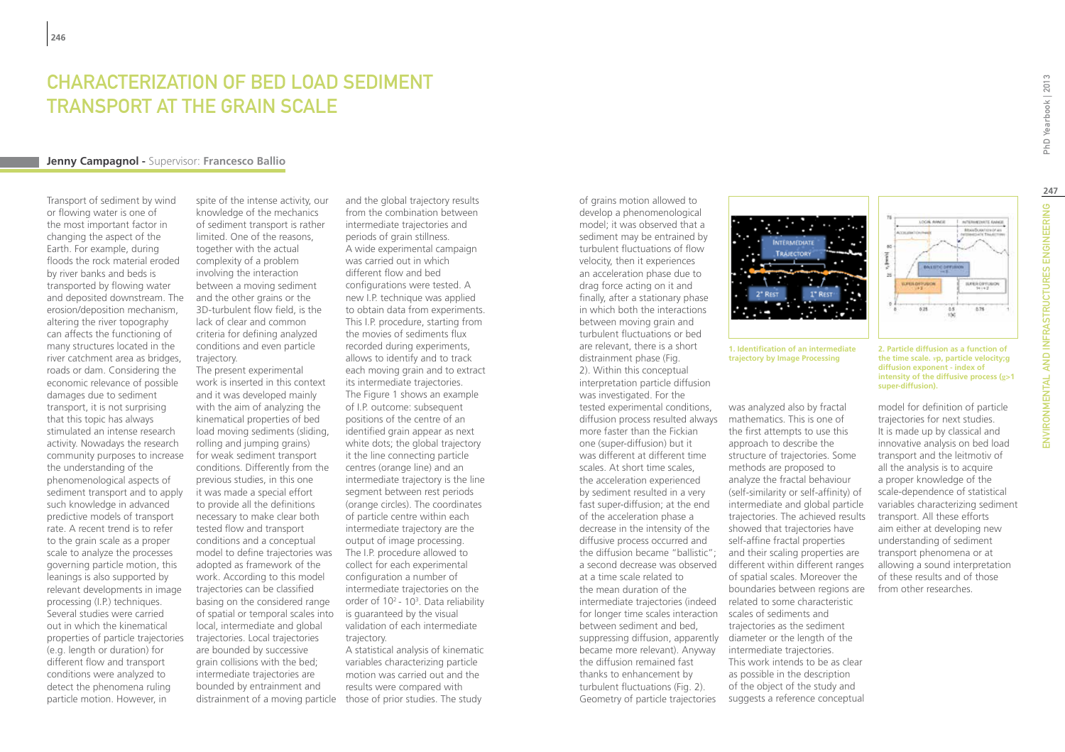# CHARACTERIZATION OF BED LOAD SEDIMENT TRANSPORT AT THE GRAIN SCALE

**Jenny Campagnol -** Supervisor: **Francesco Ballio**

Transport of sediment by wind or flowing water is one of the most important factor in changing the aspect of the Earth. For example, during floods the rock material eroded by river banks and beds is transported by flowing water and deposited downstream. The erosion/deposition mechanism, altering the river topography can affects the functioning of many structures located in the river catchment area as bridges, roads or dam. Considering the economic relevance of possible damages due to sediment transport, it is not surprising that this topic has always stimulated an intense research activity. Nowadays the research community purposes to increase the understanding of the phenomenological aspects of sediment transport and to apply such knowledge in advanced predictive models of transport rate. A recent trend is to refer to the grain scale as a proper scale to analyze the processes governing particle motion, this leanings is also supported by relevant developments in image processing (I.P.) techniques. Several studies were carried out in which the kinematical properties of particle trajectories (e.g. length or duration) for different flow and transport conditions were analyzed to detect the phenomena ruling particle motion. However, in spite of the intense activity, our knowledge of the mechanics of sediment transport is rather limited. One of the reasons, together with the actual complexity of a problem involving the interaction between a moving sediment and the other grains or the 3D-turbulent flow field, is the lack of clear and common criteria for defining analyzed conditions and even particle trajectory.

The present experimental work is inserted in this context and it was developed mainly with the aim of analyzing the kinematical properties of bed load moving sediments (sliding, rolling and jumping grains) for weak sediment transport conditions. Differently from the previous studies, in this one it was made a special effort to provide all the definitions necessary to make clear both tested flow and transport conditions and a conceptual model to define trajectories was adopted as framework of the work. According to this model trajectories can be classified basing on the considered range of spatial or temporal scales into local, intermediate and global trajectories. Local trajectories are bounded by successive grain collisions with the bed; intermediate trajectories are bounded by entrainment and distrainment of a moving particle and the global trajectory results from the combination between intermediate trajectories and periods of grain stillness.

A wide experimental campaign was carried out in which different flow and bed configurations were tested. A new I.P. technique was applied to obtain data from experiments. This I.P. procedure, starting from the movies of sediments flux recorded during experiments, allows to identify and to track each moving grain and to extract its intermediate trajectories. The Figure 1 shows an example of I.P. outcome: subsequent positions of the centre of an identified grain appear as next white dots; the global trajectory it the line connecting particle centres (orange line) and an intermediate trajectory is the line segment between rest periods (orange circles). The coordinates of particle centre within each intermediate trajectory are the output of image processing. The I.P. procedure allowed to collect for each experimental configuration a number of intermediate trajectories on the order of $10^2$ - $10^3$. Data reliability is guaranteed by the visual validation of each intermediate trajectory.

A statistical analysis of kinematic variables characterizing particle motion was carried out and the results were compared with those of prior studies. The study of grains motion allowed to develop a phenomenological model; it was observed that a sediment may be entrained by turbulent fluctuations of flow velocity, then it experiences an acceleration phase due to drag force acting on it and finally, after a stationary phase in which both the interactions between moving grain and turbulent fluctuations or bed are relevant, there is a short distrainment phase (Fig. 2). Within this conceptual interpretation particle diffusion was investigated. For the tested experimental conditions, diffusion process resulted always more faster than the Fickian one (super-diffusion) but it was different at different time scales. At short time scales, the acceleration experienced by sediment resulted in a very fast super-diffusion; at the end of the acceleration phase a decrease in the intensity of the diffusive process occurred and the diffusion became "ballistic"; a second decrease was observed at a time scale related to the mean duration of the intermediate trajectories (indeed for longer time scales interaction between sediment and bed, suppressing diffusion, apparently became more relevant). Anyway the diffusion remained fast thanks to enhancement by turbulent fluctuations (Fig. 2).

**1. Identification of an intermediate trajectory by Image Processing**

**2. Particle diffusion as a function of the time scale. vp, particle velocity;g diffusion exponent - index of intensity of the diffusive process (g>1 super-diffusion).**

Geometry of particle trajectories was analyzed also by fractal mathematics. This is one of the first attempts to use this approach to describe the structure of trajectories. Some methods are proposed to analyze the fractal behaviour (self-similarity or self-affinity) of intermediate and global particle trajectories. The achieved results showed that trajectories have self-affine fractal properties and their scaling properties are different within different ranges of spatial scales. Moreover the boundaries between regions are related to some characteristic scales of sediments and trajectories as the sediment diameter or the length of the intermediate trajectories.

This work intends to be as clear as possible in the description of the object of the study and suggests a reference conceptual model for definition of particle trajectories for next studies. It is made up by classical and innovative analysis on bed load transport and the leitmotiv of all the analysis is to acquire a proper knowledge of the scale-dependence of statistical variables characterizing sediment transport. All these efforts aim either at developing new understanding of sediment transport phenomena or at allowing a sound interpretation of these results and of those from other researches.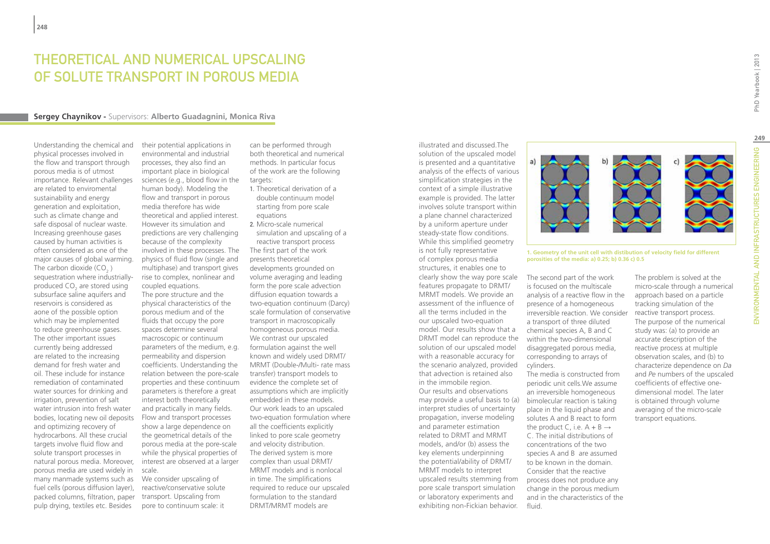# THEORETICAL AND NUMERICAL UPSCALING OF SOLUTE TRANSPORT IN POROUS MEDIA

**Sergey Chaynikov -** Supervisors: **Alberto Guadagnini, Monica Riva**

Understanding the chemical and physical processes involved in the flow and transport through porous media is of utmost importance. Relevant challenges are related to enviromental sustainability and energy generation and exploitation, such as climate change and safe disposal of nuclear waste. Increasing greenhouse gases caused by human activities is often considered as one of the major causes of global warming. The carbon dioxide ($CO_2$) sequestration where industrially-produced $CO_2$ are stored using subsurface saline aquifers and reservoirs is considered as aone of the possible option which may be implemented to reduce greenhouse gases. The other important issues currently being addressed are related to the increasing demand for fresh water and oil. These include for instance remediation of contaminated water sources for drinking and irrigation, prevention of salt water intrusion into fresh water bodies, locating new oil deposits and optimizing recovery of hydrocarbons. All these crucial targets involve fluid flow and solute transport processes in natural porous media. Moreover, porous media are used widely in many manmade systems such as fuel cells (porous diffusion layer), packed columns, filtration, paper pulp drying, textiles etc. Besides their potential applications in environmental and industrial processes, they also find an important place in biological sciences (e.g., blood flow in the human body). Modeling the flow and transport in porous media therefore has wide theoretical and applied interest. However its simulation and predictions are very challenging because of the complexity involved in these processes. The physics of fluid flow (single and multiphase) and transport gives rise to complex, nonlinear and coupled equations.

The pore structure and the physical characteristics of the porous medium and of the fluids that occupy the pore spaces determine several macroscopic or continuum parameters of the medium, e.g. permeability and dispersion coefficients. Understanding the relation between the pore-scale properties and these continuum parameters is therefore a great interest both theoretically and practically in many fields. Flow and transport processes show a large dependence on the geometrical details of the porous media at the pore-scale while the physical properties of interest are observed at a larger scale.

We consider upscaling of reactive/conservative solute transport. Upscaling from pore to continuum scale: it can be performed through both theoretical and numerical methods. In particular focus of the work are the following targets:

1. Theoretical derivation of a double continuum model starting from pore scale equations
2. Micro-scale numerical simulation and upscaling of a reactive transport process

The first part of the work presents theoretical developments grounded on volume averaging and leading form the pore scale advection diffusion equation towards a two-equation continuum (Darcy) scale formulation of conservative transport in macroscopically homogeneous porous media. We contrast our upscaled formulation against the well known and widely used DRMT/MRMT (Double-/Multi- rate mass transfer) transport models to evidence the complete set of assumptions which are implicitly embedded in these models. Our work leads to an upscaled two-equation formulation where all the coefficients explicitly linked to pore scale geometry and velocity distribution. The derived system is more complex than usual DRMT/MRMT models and is nonlocal in time. The simplifications required to reduce our upscaled formulation to the standard DRMT/MRMT models are illustrated and discussed.The solution of the upscaled model is presented and a quantitative analysis of the effects of various simplification strategies in the context of a simple illustrative example is provided. The latter involves solute transport within a plane channel characterized by a uniform aperture under steady-state flow conditions. While this simplified geometry is not fully representative of complex porous media structures, it enables one to clearly show the way pore scale features propagate to DRMT/MRMT models. We provide an assessment of the influence of all the terms included in the our upscaled two-equation model. Our results show that a DRMT model can reproduce the solution of our upscaled model with a reasonable accuracy for the scenario analyzed, provided that advection is retained also in the immobile region.

Our results and observations may provide a useful basis to (a) interpret studies of uncertainty propagation, inverse modeling and parameter estimation related to DRMT and MRMT models, and/or (b) assess the key elements underpinning the potential/ability of DRMT/MRMT models to interpret upscaled results stemming from pore scale transport simulation or laboratory experiments and exhibiting non-Fickian behavior.

1. Geometry of the unit cell with distibution of velocity field for different porosities of the media: a) 0.25; b) 0.36 c) 0.5

The second part of the work is focused on the multiscale analysis of a reactive flow in the presence of a homogeneous irreversible reaction. We consider a transport of three diluted chemical species A, B and C within the two-dimensional disaggregated porous media, corresponding to arrays of cylinders.

The media is constructed from periodic unit cells.We assume an irreversible homogeneous bimolecular reaction is taking place in the liquid phase and solutes A and B react to form the product C, i.e. A + B → C. The initial distributions of concentrations of the two species A and B are assumed to be known in the domain. Consider that the reactive process does not produce any change in the porous medium and in the characteristics of the fluid.

The problem is solved at the micro-scale through a numerical approach based on a particle tracking simulation of the reactive transport process. The purpose of the numerical study was: (a) to provide an accurate description of the reactive process at multiple observation scales, and (b) to characterize dependence on *Da* and *Pe* numbers of the upscaled coefficients of effective one-dimensional model. The later is obtained through volume averaging of the micro-scale transport equations.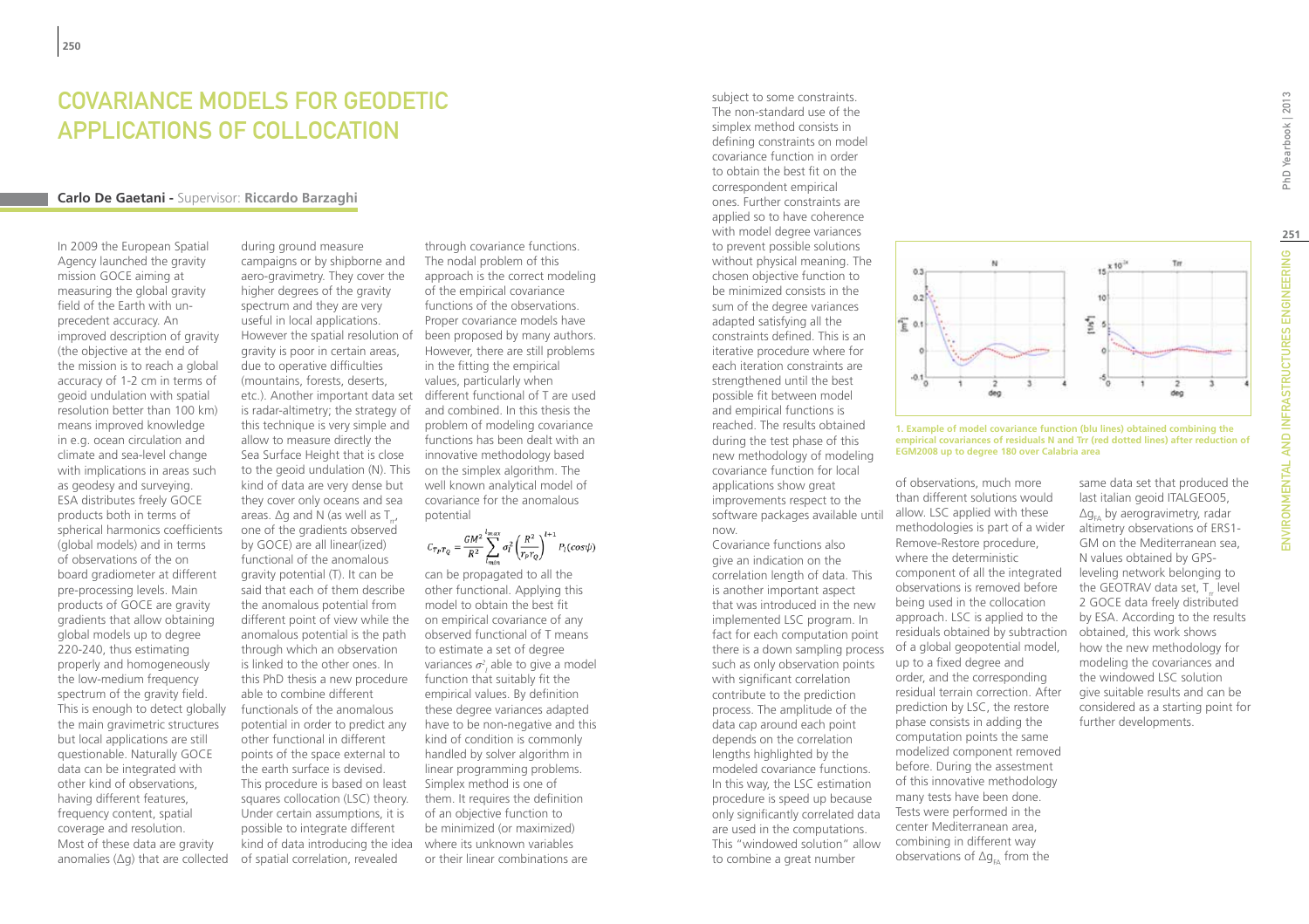# Covariance Models for Geodetic Applications of Collocation

**Carlo De Gaetani** - Supervisor: **Riccardo Barzaghi**

In 2009 the European Spatial Agency launched the gravity mission GOCE aiming at measuring the global gravity field of the Earth with un-precedent accuracy. An improved description of gravity (the objective at the end of the mission is to reach a global accuracy of 1-2 cm in terms of geoid undulation with spatial resolution better than 100 km) means improved knowledge in e.g. ocean circulation and climate and sea-level change with implications in areas such as geodesy and surveying. ESA distributes freely GOCE products both in terms of spherical harmonics coefficients (global models) and in terms of observations of the on board gradiometer at different pre-processing levels. Main products of GOCE are gravity gradients that allow obtaining global models up to degree 220-240, thus estimating properly and homogeneously the low-medium frequency spectrum of the gravity field. This is enough to detect globally the main gravimetric structures but local applications are still questionable. Naturally GOCE data can be integrated with other kind of observations, having different features, frequency content, spatial coverage and resolution. Most of these data are gravity anomalies ($\Delta g$) that are collected during ground measure campaigns or by shipborne and aero-gravimetry. They cover the higher degrees of the gravity spectrum and they are very useful in local applications. However the spatial resolution of gravity is poor in certain areas, due to operative difficulties (mountains, forests, deserts, etc.). Another important data set is radar-altimetry; the strategy of this technique is very simple and allow to measure directly the Sea Surface Height that is close to the geoid undulation (N). This kind of data are very dense but they cover only oceans and sea areas. $\Delta g$ and N (as well as $T_{rr}$, one of the gradients observed by GOCE) are all linear(ized) functional of the anomalous gravity potential (T). It can be said that each of them describe the anomalous potential from different point of view while the anomalous potential is the path through which an observation is linked to the other ones. In this PhD thesis a new procedure able to combine different functionals of the anomalous potential in order to predict any other functional in different points of the space external to the earth surface is devised. This procedure is based on least squares collocation (LSC) theory. Under certain assumptions, it is possible to integrate different kind of data introducing the idea of spatial correlation, revealed through covariance functions. The nodal problem of this approach is the correct modeling of the empirical covariance functions of the observations. Proper covariance models have been proposed by many authors. However, there are still problems in the fitting the empirical values, particularly when different functional of T are used and combined. In this thesis the problem of modeling covariance functions has been dealt with an innovative methodology based on the simplex algorithm. The well known analytical model of covariance for the anomalous potential

$$C_{T_P T_Q} = \frac{GM^2}{R^2} \sum_{l_{min}}^{l_{max}} \sigma_l^2 \left(\frac{R^2}{r_P r_Q}\right)^{l+1} P_l(\cos\psi)$$

can be propagated to all the other functional. Applying this model to obtain the best fit on empirical covariance of any observed functional of T means to estimate a set of degree variances $\sigma_l^2$ able to give a model function that suitably fit the empirical values. By definition these degree variances adapted have to be non-negative and this kind of condition is commonly handled by solver algorithm in linear programming problems. Simplex method is one of them. It requires the definition of an objective function to be minimized (or maximized) where its unknown variables or their linear combinations are subject to some constraints. The non-standard use of the simplex method consists in defining constraints on model covariance function in order to obtain the best fit on the correspondent empirical ones. Further constraints are applied so to have coherence with model degree variances to prevent possible solutions without physical meaning. The chosen objective function to be minimized consists in the sum of the degree variances adapted satisfying all the constraints defined. This is an iterative procedure where for each iteration constraints are strengthened until the best possible fit between model and empirical functions is reached. The results obtained during the test phase of this new methodology of modeling covariance function for local applications show great improvements respect to the software packages available until now.

Covariance functions also give an indication on the correlation length of data. This is another important aspect that was introduced in the new implemented LSC program. In fact for each computation point there is a down sampling process such as only observation points with significant correlation contribute to the prediction process. The amplitude of the data cap around each point depends on the correlation lengths highlighted by the modeled covariance functions. In this way, the LSC estimation procedure is speed up because only significantly correlated data are used in the computations. This "windowed solution" allow to combine a great number of observations, much more than different solutions would allow. LSC applied with these methodologies is part of a wider Remove-Restore procedure, where the deterministic component of all the integrated observations is removed before being used in the collocation approach. LSC is applied to the residuals obtained by subtraction of a global geopotential model, up to a fixed degree and order, and the corresponding residual terrain correction. After prediction by LSC, the restore phase consists in adding the computation points the same modelized component removed before. During the assessment of this innovative methodology many tests have been done. Tests were performed in the center Mediterranean area, combining in different way observations of $\Delta g_{FA}$ from the same data set that produced the last italian geoid ITALGEO05, $\Delta g_{FA}$ by aerogravimetry, radar altimetry observations of ERS1-GM on the Mediterranean sea, N values obtained by GPS-leveling network belonging to the GEOTRAV data set, $T_{rr}$ level 2 GOCE data freely distributed by ESA. According to the results obtained, this work shows how the new methodology for modeling the covariances and the windowed LSC solution give suitable results and can be considered as a starting point for further developments.

**1. Example of model covariance function (blu lines) obtained combining the empirical covariances of residuals N and Trr (red dotted lines) after reduction of EGM2008 up to degree 180 over Calabria area**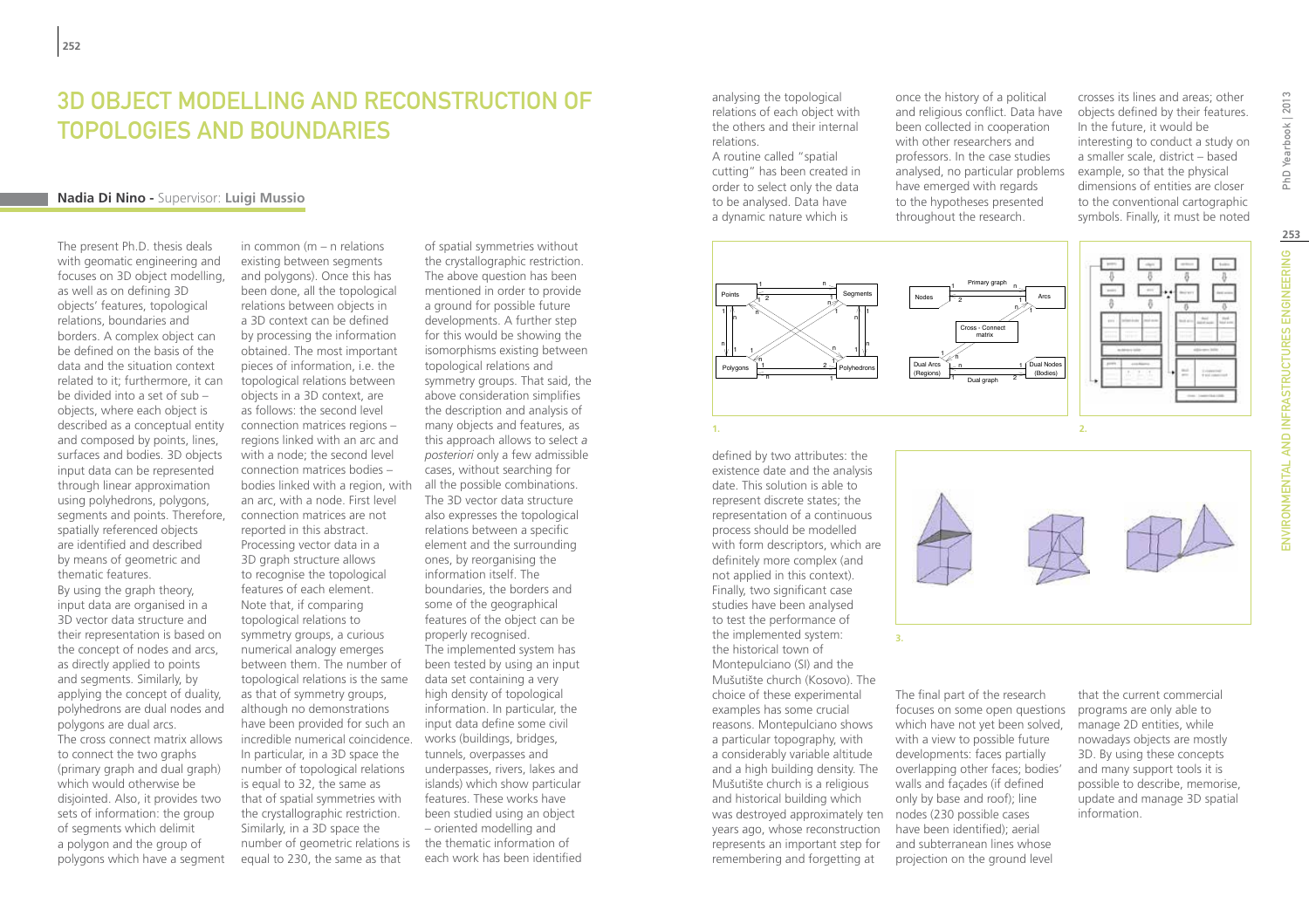# 3D OBJECT MODELLING AND RECONSTRUCTION OF TOPOLOGIES AND BOUNDARIES

**Nadia Di Nino** - Supervisor: **Luigi Mussio**

The present Ph.D. thesis deals with geomatic engineering and focuses on 3D object modelling, as well as on defining 3D objects' features, topological relations, boundaries and borders. A complex object can be defined on the basis of the data and the situation context related to it; furthermore, it can be divided into a set of sub – objects, where each object is described as a conceptual entity and composed by points, lines, surfaces and bodies. 3D objects input data can be represented through linear approximation using polyhedrons, polygons, segments and points. Therefore, spatially referenced objects are identified and described by means of geometric and thematic features.

By using the graph theory, input data are organised in a 3D vector data structure and their representation is based on the concept of nodes and arcs, as directly applied to points and segments. Similarly, by applying the concept of duality, polyhedrons are dual nodes and polygons are dual arcs.

The cross connect matrix allows to connect the two graphs (primary graph and dual graph) which would otherwise be disjointed. Also, it provides two sets of information: the group of segments which delimit a polygon and the group of polygons which have a segment in common (m – n relations existing between segments and polygons). Once this has been done, all the topological relations between objects in a 3D context can be defined by processing the information obtained. The most important pieces of information, i.e. the topological relations between objects in a 3D context, are as follows: the second level connection matrices regions – regions linked with an arc and with a node; the second level connection matrices bodies – bodies linked with a region, with an arc, with a node. First level connection matrices are not reported in this abstract.

Processing vector data in a 3D graph structure allows to recognise the topological features of each element.

Note that, if comparing topological relations to symmetry groups, a curious numerical analogy emerges between them. The number of topological relations is the same as that of symmetry groups, although no demonstrations have been provided for such an incredible numerical coincidence. In particular, in a 3D space the number of topological relations is equal to 32, the same as that of spatial symmetries with the crystallographic restriction. Similarly, in a 3D space the number of geometric relations is equal to 230, the same as that of spatial symmetries without the crystallographic restriction. The above question has been mentioned in order to provide a ground for possible future developments. A further step for this would be showing the isomorphisms existing between topological relations and symmetry groups. That said, the above consideration simplifies the description and analysis of many objects and features, as this approach allows to select *a posteriori* only a few admissible cases, without searching for all the possible combinations.

The 3D vector data structure also expresses the topological relations between a specific element and the surrounding ones, by reorganising the information itself. The boundaries, the borders and some of the geographical features of the object can be properly recognised.

The implemented system has been tested by using an input data set containing a very high density of topological information. In particular, the input data define some civil works (buildings, bridges, tunnels, overpasses and underpasses, rivers, lakes and islands) which show particular features. These works have been studied using an object – oriented modelling and the thematic information of each work has been identified analysing the topological relations of each object with the others and their internal relations.

A routine called "spatial cutting" has been created in order to select only the data to be analysed. Data have a dynamic nature which is defined by two attributes: the existence date and the analysis date. This solution is able to represent discrete states; the representation of a continuous process should be modelled with form descriptors, which are definitely more complex (and not applied in this context).

Finally, two significant case studies have been analysed to test the performance of the implemented system: the historical town of Montepulciano (SI) and the Mušutište church (Kosovo). The choice of these experimental examples has some crucial reasons. Montepulciano shows a particular topography, with a considerably variable altitude and a high building density. The Mušutište church is a religious and historical building which was destroyed approximately ten years ago, whose reconstruction represents an important step for remembering and forgetting at once the history of a political and religious conflict. Data have been collected in cooperation with other researchers and professors. In the case studies analysed, no particular problems have emerged with regards to the hypotheses presented throughout the research.

1.

2.

3.

The final part of the research focuses on some open questions which have not yet been solved, with a view to possible future developments: faces partially overlapping other faces; bodies' walls and façades (if defined only by base and roof); line nodes (230 possible cases have been identified); aerial and subterranean lines whose projection on the ground level crosses its lines and areas; other objects defined by their features. In the future, it would be interesting to conduct a study on a smaller scale, district – based example, so that the physical dimensions of entities are closer to the conventional cartographic symbols. Finally, it must be noted that the current commercial programs are only able to manage 2D entities, while nowadays objects are mostly 3D. By using these concepts and many support tools it is possible to describe, memorise, update and manage 3D spatial information.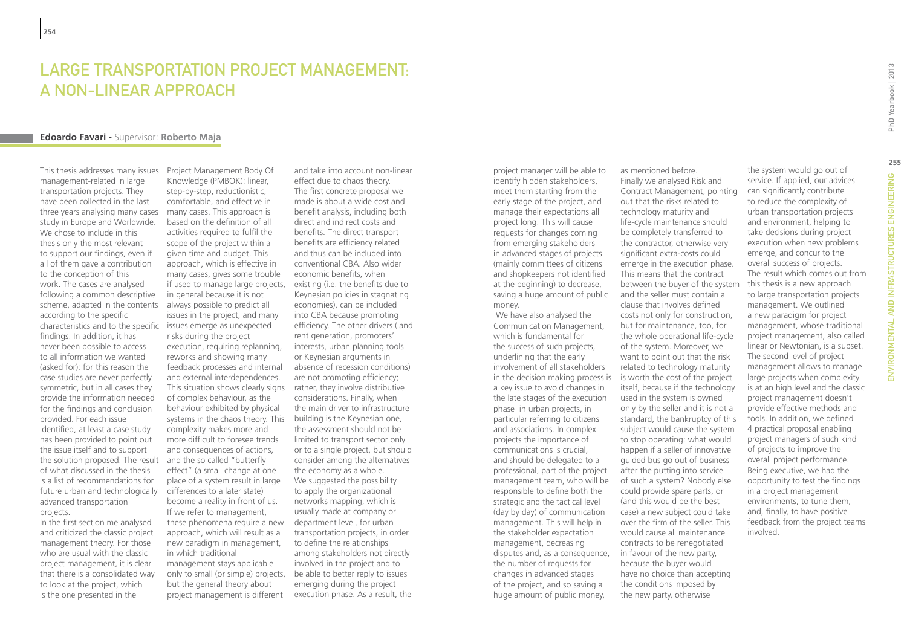# Large Transportation Project Management: A Non-Linear Approach

**Edoardo Favari** - Supervisor: **Roberto Maja**

This thesis addresses many issues management-related in large transportation projects. They have been collected in the last three years analysing many cases study in Europe and Worldwide. We chose to include in this thesis only the most relevant to support our findings, even if all of them gave a contribution to the conception of this work. The cases are analysed following a common descriptive scheme, adapted in the contents according to the specific characteristics and to the specific findings. In addition, it has never been possible to access to all information we wanted (asked for): for this reason the case studies are never perfectly symmetric, but in all cases they provide the information needed for the findings and conclusion provided. For each issue identified, at least a case study has been provided to point out the issue itself and to support the solution proposed. The result of what discussed in the thesis is a list of recommendations for future urban and technologically advanced transportation projects.

In the first section we analysed and criticized the classic project management theory. For those who are usual with the classic project management, it is clear that there is a consolidated way to look at the project, which is the one presented in the Project Management Body Of Knowledge (PMBOK): linear, step-by-step, reductionistic, comfortable, and effective in many cases. This approach is based on the definition of all activities required to fulfil the scope of the project within a given time and budget. This approach, which is effective in many cases, gives some trouble if used to manage large projects, in general because it is not always possible to predict all issues in the project, and many issues emerge as unexpected risks during the project execution, requiring replanning, reworks and showing many feedback processes and internal and external interdependences. This situation shows clearly signs of complex behaviour, as the behaviour exhibited by physical systems in the chaos theory. This complexity makes more and more difficult to foresee trends and consequences of actions, and the so called "butterfly effect" (a small change at one place of a system result in large differences to a later state) become a reality in front of us. If we refer to management, these phenomena require a new approach, which will result as a new paradigm in management, in which traditional management stays applicable only to small (or simple) projects, but the general theory about project management is different and take into account non-linear effect due to chaos theory.

The first concrete proposal we made is about a wide cost and benefit analysis, including both direct and indirect costs and benefits. The direct transport benefits are efficiency related and thus can be included into conventional CBA. Also wider economic benefits, when existing (i.e. the benefits due to Keynesian policies in stagnating economies), can be included into CBA because promoting efficiency. The other drivers (land rent generation, promoters' interests, urban planning tools or Keynesian arguments in absence of recession conditions) are not promoting efficiency; rather, they involve distributive considerations. Finally, when the main driver to infrastructure building is the Keynesian one, the assessment should not be limited to transport sector only or to a single project, but should consider among the alternatives the economy as a whole.

We suggested the possibility to apply the organizational networks mapping, which is usually made at company or department level, for urban transportation projects, in order to define the relationships among stakeholders not directly involved in the project and to be able to better reply to issues emerging during the project execution phase. As a result, the project manager will be able to identify hidden stakeholders, meet them starting from the early stage of the project, and manage their expectations all project long. This will cause requests for changes coming from emerging stakeholders in advanced stages of projects (mainly committees of citizens and shopkeepers not identified at the beginning) to decrease, saving a huge amount of public money.

We have also analysed the Communication Management, which is fundamental for the success of such projects, underlining that the early involvement of all stakeholders in the decision making process is a key issue to avoid changes in the late stages of the execution phase in urban projects, in particular referring to citizens and associations. In complex projects the importance of communications is crucial, and should be delegated to a professional, part of the project management team, who will be responsible to define both the strategic and the tactical level (day by day) of communication management. This will help in the stakeholder expectation management, decreasing disputes and, as a consequence, the number of requests for changes in advanced stages of the project, and so saving a huge amount of public money, as mentioned before.

Finally we analysed Risk and Contract Management, pointing out that the risks related to technology maturity and life-cycle maintenance should be completely transferred to the contractor, otherwise very significant extra-costs could emerge in the execution phase. This means that the contract between the buyer of the system and the seller must contain a clause that involves defined costs not only for construction, but for maintenance, too, for the whole operational life-cycle of the system. Moreover, we want to point out that the risk related to technology maturity is worth the cost of the project itself, because if the technology used in the system is owned only by the seller and it is not a standard, the bankruptcy of this subject would cause the system to stop operating: what would happen if a seller of innovative guided bus go out of business after the putting into service of such a system? Nobody else could provide spare parts, or (and this would be the best case) a new subject could take over the firm of the seller. This would cause all maintenance contracts to be renegotiated in favour of the new party, because the buyer would have no choice than accepting the conditions imposed by the new party, otherwise the system would go out of service. If applied, our advices can significantly contribute to reduce the complexity of urban transportation projects and environment, helping to take decisions during project execution when new problems emerge, and concur to the overall success of projects.

The result which comes out from this thesis is a new approach to large transportation projects management. We outlined a new paradigm for project management, whose traditional project management, also called linear or Newtonian, is a subset. The second level of project management allows to manage large projects when complexity is at an high level and the classic project management doesn't provide effective methods and tools. In addition, we defined 4 practical proposal enabling project managers of such kind of projects to improve the overall project performance. Being executive, we had the opportunity to test the findings in a project management environments, to tune them, and, finally, to have positive feedback from the project teams involved.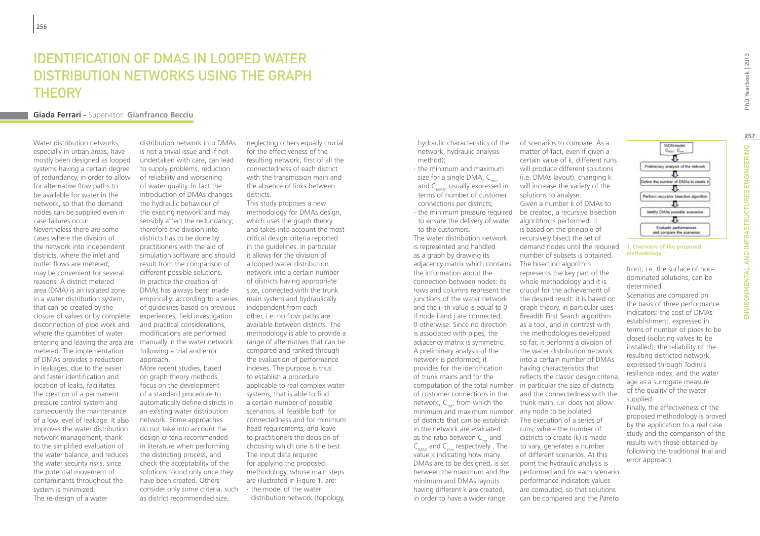# Identification of DMAs in Looped Water Distribution Networks Using the Graph Theory

**Giada Ferrari** - Supervisor: **Gianfranco Becciu**

Water distribution networks, especially in urban areas, have mostly been designed as looped systems having a certain degree of redundancy, in order to allow for alternative flow paths to be available for water in the network, so that the demand nodes can be supplied even in case failures occur.

Nevertheless there are some cases where the division of the network into independent districts, where the inlet and outlet flows are metered, may be convenient for several reasons. A district metered area (DMA) is an isolated zone in a water distribution system, that can be created by the closure of valves or by complete disconnection of pipe work and where the quantities of water entering and leaving the area are metered. The implementation of DMAs provides a reduction in leakages, due to the easier and faster identification and location of leaks, facilitates the creation of a permanent pressure control system and consequently the maintenance of a low level of leakage. It also improves the water distribution network management, thank to the simplified evaluation of the water balance, and reduces the water security risks, since the potential movement of contaminants throughout the system is minimized.

The re-design of a water distribution network into DMAs is not a trivial issue and if not undertaken with care, can lead to supply problems, reduction of reliability and worsening of water quality. In fact the introduction of DMAs changes the hydraulic behaviour of the existing network and may sensibly affect the redundancy; therefore the division into districts has to be done by practitioners with the aid of simulation software and should result from the comparison of different possible solutions.

In practice the creation of DMAs has always been made empirically: according to a series of guidelines based on previous experiences, field investigation and practical considerations, modifications are performed manually in the water network following a trial and error approach.

More recent studies, based on graph theory methods, focus on the development of a standard procedure to automatically define districts in an existing water distribution network. Some approaches do not take into account the design criteria recommended in literature when performing the districting process, and check the acceptability of the solutions found only once they have been created. Others consider only some criteria, such as district recommended size, neglecting others equally crucial for the effectiveness of the resulting network, first of all the connectedness of each district with the transmission main and the absence of links between districts.

This study proposes a new methodology for DMAs design, which uses the graph theory and takes into account the most critical design criteria reported in the guidelines. In particular it allows for the division of a looped water distribution network into a certain number of districts having appropriate size, connected with the trunk main system and hydraulically independent from each other, i.e. no flow paths are available between districts. The methodology is able to provide a range of alternatives that can be compared and ranked through the evaluation of performance indexes. The purpose is thus to establish a procedure applicable to real complex water systems, that is able to find a certain number of possible scenarios, all feasible both for connectedness and for minimum head requirements, and leave to practitioners the decision of choosing which one is the best.

The input data required for applying the proposed methodology, whose main steps are illustrated in Figure 1, are:

- the model of the water distribution network (topology, hydraulic characteristics of the network, hydraulic analysis method);
- the minimum and maximum size for a single DMA, $C_{min}$ and $C_{MAX}$, usually expressed in terms of number of customer connections per districts;
- the minimum pressure required to ensure the delivery of water to the customers.

The water distribution network is represented and handled as a graph by drawing its adjacency matrix which contains the information about the connection between nodes: its rows and columns represent the junctions of the water network and the ij-th value is equal to 0 if node i and j are connected, 0 otherwise. Since no direction is associated with pipes, the adjacency matrix is symmetric.

A preliminary analysis of the network is performed; it provides for the identification of trunk mains and for the computation of the total number of customer connections in the network, $C_{tot}$, from which the minimum and maximum number of districts that can be establish in the network are evaluated as the ratio between $C_{tot}$ and $C_{MAX}$ and $C_{min}$ respectively . The value k indicating how many DMAs are to be designed, is set between the maximum and the minimum and DMAs layouts having different k are created, in order to have a wider range of scenarios to compare. As a matter of fact, even if given a certain value of k, different runs will produce different solutions (i.e. DMAs layout), changing k will increase the variety of the solutions to analyse.

Given a number k of DMAs to be created, a recursive bisection algorithm is performed: it is based on the principle of recursively bisect the set of demand nodes until the required number of subsets is obtained. The bisection algorithm represents the key part of the whole methodology and it is crucial for the achievement of the desired result: it is based on graph theory, in particular uses Breadth First Search algorithm as a tool, and in contrast with the methodologies developed so far, it performs a division of the water distribution network into a certain number of DMAs having characteristics that reflects the classic design criteria, in particular the size of districts and the connectedness with the trunk main, i.e. does not allow any node to be isolated.

The execution of a series of runs, where the number of districts to create (k) is made to vary, generates a number of different scenarios. At this point the hydraulic analysis is performed and for each scenario performance indicators values are computed, so that solutions can be compared and the Pareto front, i.e. the surface of non-dominated solutions, can be determined.

WDN model $C_{MAX}$ $C_{min}$ → Preliminary analysis of the network → Define the number of DMAs to create k → Perform recursive bisection algorithm → Identify DMAs possible scenarios → Evaluate performances and compare the scenarios

**1. Overview of the proposed methodology**

Scenarios are compared on the basis of three performance indicators: the cost of DMAs establishment, expressed in terms of number of pipes to be closed (isolating valves to be installed), the reliability of the resulting districted network, expressed through Todini's resilience index, and the water age as a surrogate measure of the quality of the water supplied.

Finally, the effectiveness of the proposed methodology is proved by the application to a real case study and the comparison of the results with those obtained by following the traditional trial and error approach.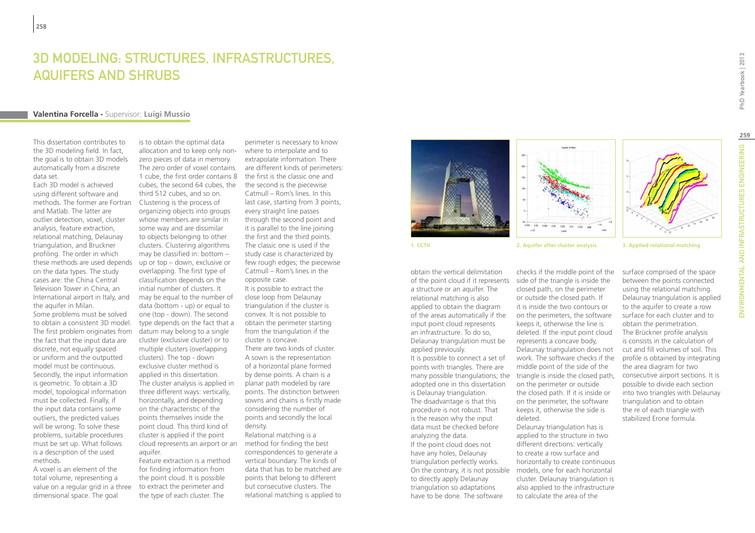# 3D Modeling: Structures, Infrastructures, Aquifers and Shrubs

**Valentina Forcella** - Supervisor: **Luigi Mussio**

This dissertation contributes to the 3D modeling field. In fact, the goal is to obtain 3D models automatically from a discrete data set.

Each 3D model is achieved using different software and methods. The former are Fortran and Matlab. The latter are outlier detection, voxel, cluster analysis, feature extraction, relational matching, Delaunay triangulation, and Bruckner profiling. The order in which these methods are used depends on the data types. The study cases are: the China Central Television Tower in China, an International airport in Italy, and the aquifer in Milan.

Some problems must be solved to obtain a consistent 3D model. The first problem originates from the fact that the input data are discrete, not equally spaced or uniform and the outputted model must be continuous. Secondly, the input information is geometric. To obtain a 3D model, topological information must be collected. Finally, if the input data contains some outliers, the predicted values will be wrong. To solve these problems, suitable procedures must be set up. What follows is a description of the used methods.

A voxel is an element of the total volume, representing a value on a regular grid in a three dimensional space. The goal is to obtain the optimal data allocation and to keep only non-zero pieces of data in memory. The zero order of voxel contains 1 cube, the first order contains 8 cubes, the second 64 cubes, the third 512 cubes, and so on.

Clustering is the process of organizing objects into groups whose members are similar in some way and are dissimilar to objects belonging to other clusters. Clustering algorithms may be classified in: bottom – up or top – down, exclusive or overlapping. The first type of classification depends on the initial number of clusters. It may be equal to the number of data (bottom - up) or equal to one (top - down). The second type depends on the fact that a datum may belong to a single cluster (exclusive cluster) or to multiple clusters (overlapping clusters). The top - down exclusive cluster method is applied in this dissertation. The cluster analysis is applied in three different ways: vertically, horizontally, and depending on the characteristic of the points themselves inside the point cloud. This third kind of cluster is applied if the point cloud represents an airport or an aquifer.

Feature extraction is a method for finding information from the point cloud. It is possible to extract the perimeter and the type of each cluster. The perimeter is necessary to know where to interpolate and to extrapolate information. There are different kinds of perimeters: the first is the classic one and the second is the piecewise Catmull – Rom's lines. In this last case, starting from 3 points, every straight line passes through the second point and it is parallel to the line joining the first and the third points. The classic one is used if the study case is characterized by few rough edges; the piecewise Catmull – Rom's lines in the opposite case.

It is possible to extract the close loop from Delaunay triangulation if the cluster is convex. It is not possible to obtain the perimeter starting from the triangulation if the cluster is concave.

There are two kinds of cluster. A sown is the representation of a horizontal plane formed by dense points. A chain is a planar path modeled by rare points. The distinction between sowns and chains is firstly made considering the number of points and secondly the local density.

Relational matching is a method for finding the best correspondences to generate a vertical boundary. The kinds of data that has to be matched are points that belong to different but consecutive clusters. The relational matching is applied to obtain the vertical delimitation of the point cloud if it represents a structure or an aquifer. The relational matching is also applied to obtain the diagram of the areas automatically if the input point cloud represents an infrastructure. To do so, Delaunay triangulation must be applied previously.

1. CCTV

2. Aquifer after cluster analysis

3. Applied relational matching

It is possible to connect a set of points with triangles. There are many possible triangulations; the adopted one in this dissertation is Delaunay triangulation. The disadvantage is that this procedure is not robust. That is the reason why the input data must be checked before analyzing the data.

If the point cloud does not have any holes, Delaunay triangulation perfectly works. On the contrary, it is not possible to directly apply Delaunay triangulation so adaptations have to be done. The software checks if the middle point of the side of the triangle is inside the closed path, on the perimeter or outside the closed path. If it is inside the two contours or on the perimeters, the software keeps it, otherwise the line is deleted. If the input point cloud represents a concave body, Delaunay triangulation does not work. The software checks if the middle point of the side of the triangle is inside the closed path, on the perimeter or outside the closed path. If it is inside or on the perimeter, the software keeps it, otherwise the side is deleted.

Delaunay triangulation has is applied to the structure in two different directions: vertically to create a row surface and horizontally to create continuous models, one for each horizontal cluster. Delaunay triangulation is also applied to the infrastructure to calculate the area of the surface comprised of the space between the points connected using the relational matching. Delaunay triangulation is applied to the aquifer to create a row surface for each cluster and to obtain the perimetration.

The Brückner profile analysis is consists in the calculation of cut and fill volumes of soil. This profile is obtained by integrating the area diagram for two consecutive airport sections. It is possible to divide each section into two triangles with Delaunay triangulation and to obtain the re of each triangle with stabilized Erone formula.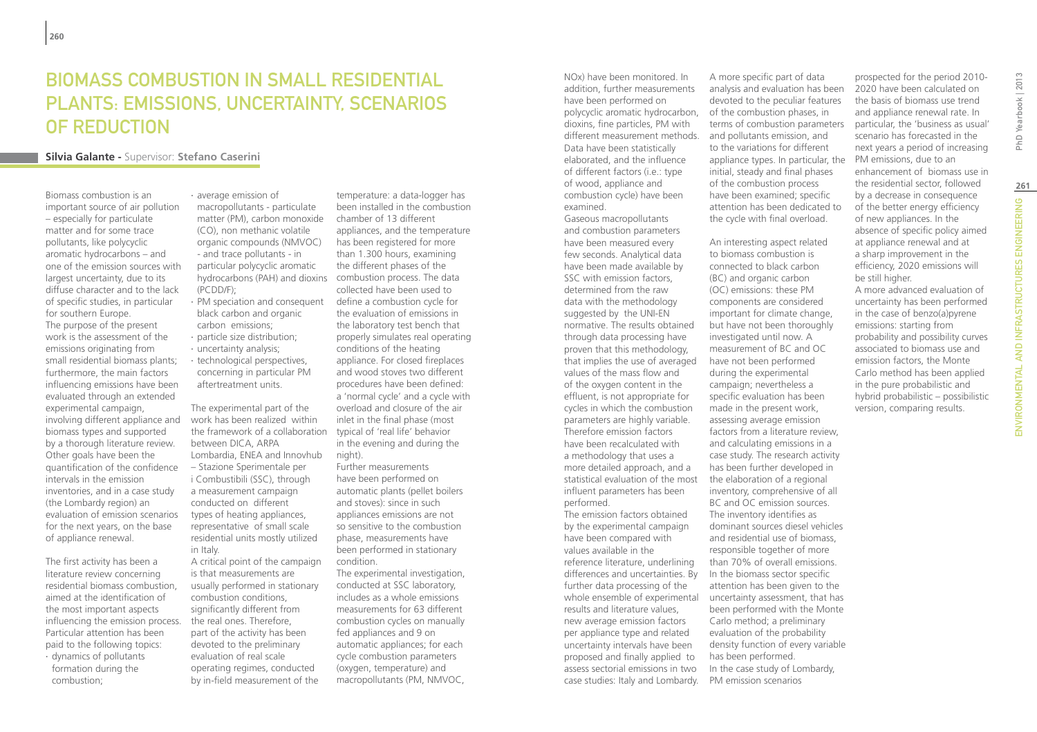# Biomass combustion in small residential plants: emissions, uncertainty, scenarios of reduction

**Silvia Galante** - Supervisor: **Stefano Caserini**

Biomass combustion is an important source of air pollution – especially for particulate matter and for some trace pollutants, like polycyclic aromatic hydrocarbons – and one of the emission sources with largest uncertainty, due to its diffuse character and to the lack of specific studies, in particular for southern Europe.
The purpose of the present work is the assessment of the emissions originating from small residential biomass plants; furthermore, the main factors influencing emissions have been evaluated through an extended experimental campaign, involving different appliance and biomass types and supported by a thorough literature review. Other goals have been the quantification of the confidence intervals in the emission inventories, and in a case study (the Lombardy region) an evaluation of emission scenarios for the next years, on the base of appliance renewal.

The first activity has been a literature review concerning residential biomass combustion, aimed at the identification of the most important aspects influencing the emission process. Particular attention has been paid to the following topics:

- dynamics of pollutants formation during the combustion;
- average emission of macropollutants - particulate matter (PM), carbon monoxide (CO), non methanic volatile organic compounds (NMVOC) - and trace pollutants - in particular polycyclic aromatic hydrocarbons (PAH) and dioxins (PCDD/F);
- PM speciation and consequent black carbon and organic carbon emissions;
- particle size distribution;
- uncertainty analysis;
- technological perspectives, concerning in particular PM aftertreatment units.

The experimental part of the work has been realized within the framework of a collaboration between DICA, ARPA Lombardia, ENEA and Innovhub – Stazione Sperimentale per i Combustibili (SSC), through a measurement campaign conducted on different types of heating appliances, representative of small scale residential units mostly utilized in Italy.
A critical point of the campaign is that measurements are usually performed in stationary combustion conditions, significantly different from the real ones. Therefore, part of the activity has been devoted to the preliminary evaluation of real scale operating regimes, conducted by in-field measurement of the temperature: a data-logger has been installed in the combustion chamber of 13 different appliances, and the temperature has been registered for more than 1.300 hours, examining the different phases of the combustion process. The data collected have been used to define a combustion cycle for the evaluation of emissions in the laboratory test bench that properly simulates real operating conditions of the heating appliance. For closed fireplaces and wood stoves two different procedures have been defined: a 'normal cycle' and a cycle with overload and closure of the air inlet in the final phase (most typical of 'real life' behavior in the evening and during the night).
Further measurements have been performed on automatic plants (pellet boilers and stoves): since in such appliances emissions are not so sensitive to the combustion phase, measurements have been performed in stationary condition.
The experimental investigation, conducted at SSC laboratory, includes as a whole emissions measurements for 63 different combustion cycles on manually fed appliances and 9 on automatic appliances; for each cycle combustion parameters (oxygen, temperature) and macropollutants (PM, NMVOC, NOx) have been monitored. In addition, further measurements have been performed on polycyclic aromatic hydrocarbon, dioxins, fine particles, PM with different measurement methods. Data have been statistically elaborated, and the influence of different factors (i.e.: type of wood, appliance and combustion cycle) have been examined.
Gaseous macropollutants and combustion parameters have been measured every few seconds. Analytical data have been made available by SSC with emission factors, determined from the raw data with the methodology suggested by the UNI-EN normative. The results obtained through data processing have proven that this methodology, that implies the use of averaged values of the mass flow and of the oxygen content in the effluent, is not appropriate for cycles in which the combustion parameters are highly variable. Therefore emission factors have been recalculated with a methodology that uses a more detailed approach, and a statistical evaluation of the most influent parameters has been performed.
The emission factors obtained by the experimental campaign have been compared with values available in the reference literature, underlining differences and uncertainties. By further data processing of the whole ensemble of experimental results and literature values, new average emission factors per appliance type and related uncertainty intervals have been proposed and finally applied to assess sectorial emissions in two case studies: Italy and Lombardy.
A more specific part of data analysis and evaluation has been devoted to the peculiar features of the combustion phases, in terms of combustion parameters and pollutants emission, and to the variations for different appliance types. In particular, the initial, steady and final phases of the combustion process have been examined; specific attention has been dedicated to the cycle with final overload.

An interesting aspect related to biomass combustion is connected to black carbon (BC) and organic carbon (OC) emissions: these PM components are considered important for climate change, but have not been thoroughly investigated until now. A measurement of BC and OC have not been performed during the experimental campaign; nevertheless a specific evaluation has been made in the present work, assessing average emission factors from a literature review, and calculating emissions in a case study. The research activity has been further developed in the elaboration of a regional inventory, comprehensive of all BC and OC emission sources. The inventory identifies as dominant sources diesel vehicles and residential use of biomass, responsible together of more than 70% of overall emissions. In the biomass sector specific attention has been given to the uncertainty assessment, that has been performed with the Monte Carlo method; a preliminary evaluation of the probability density function of every variable has been performed.
In the case study of Lombardy, PM emission scenarios prospected for the period 2010-2020 have been calculated on the basis of biomass use trend and appliance renewal rate. In particular, the 'business as usual' scenario has forecasted in the next years a period of increasing PM emissions, due to an enhancement of biomass use in the residential sector, followed by a decrease in consequence of the better energy efficiency of new appliances. In the absence of specific policy aimed at appliance renewal and at a sharp improvement in the efficiency, 2020 emissions will be still higher.
A more advanced evaluation of uncertainty has been performed in the case of benzo(a)pyrene emissions: starting from probability and possibility curves associated to biomass use and emission factors, the Monte Carlo method has been applied in the pure probabilistic and hybrid probabilistic – possibilistic version, comparing results.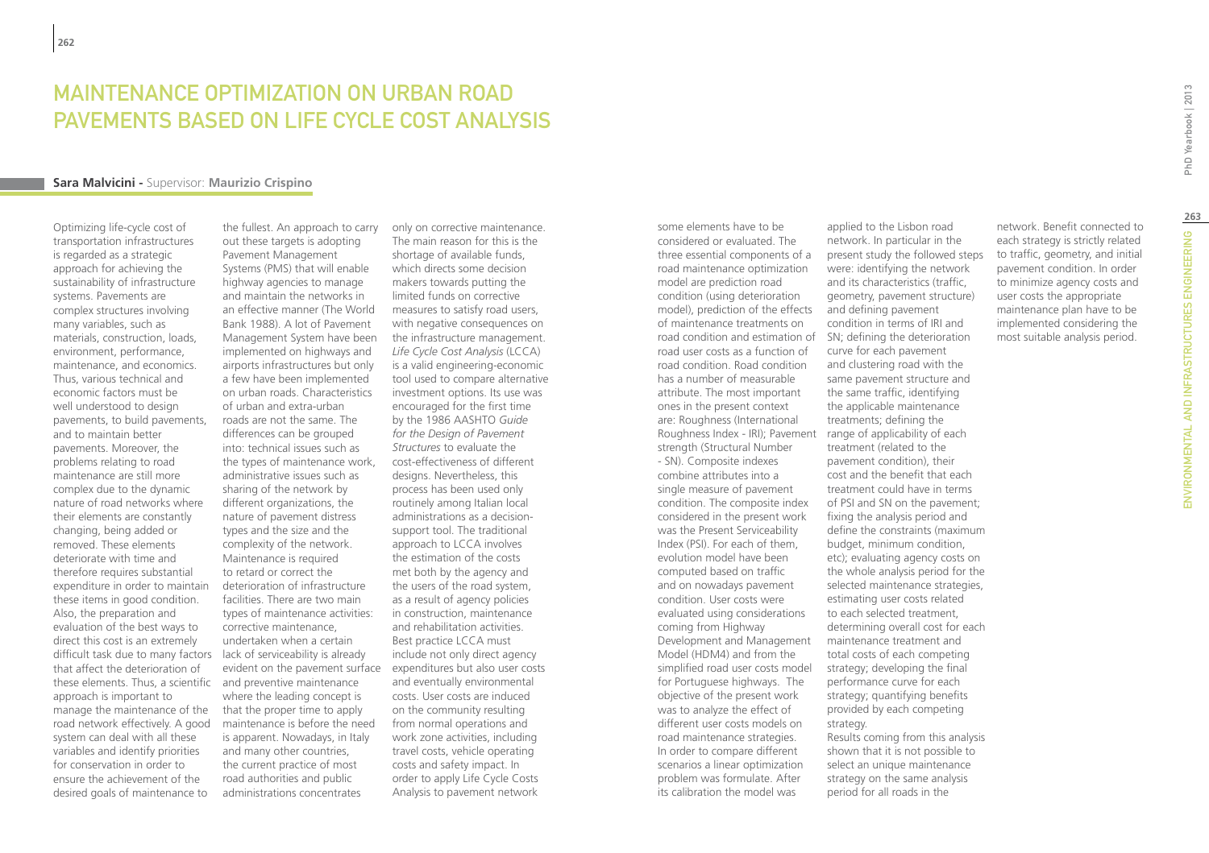# Maintenance Optimization on Urban Road Pavements Based on Life Cycle Cost Analysis

**Sara Malvicini** - Supervisor: **Maurizio Crispino**

Optimizing life-cycle cost of transportation infrastructures is regarded as a strategic approach for achieving the sustainability of infrastructure systems. Pavements are complex structures involving many variables, such as materials, construction, loads, environment, performance, maintenance, and economics. Thus, various technical and economic factors must be well understood to design pavements, to build pavements, and to maintain better pavements. Moreover, the problems relating to road maintenance are still more complex due to the dynamic nature of road networks where their elements are constantly changing, being added or removed. These elements deteriorate with time and therefore requires substantial expenditure in order to maintain these items in good condition. Also, the preparation and evaluation of the best ways to direct this cost is an extremely difficult task due to many factors that affect the deterioration of these elements. Thus, a scientific approach is important to manage the maintenance of the road network effectively. A good system can deal with all these variables and identify priorities for conservation in order to ensure the achievement of the desired goals of maintenance to the fullest. An approach to carry out these targets is adopting Pavement Management Systems (PMS) that will enable highway agencies to manage and maintain the networks in an effective manner (The World Bank 1988). A lot of Pavement Management System have been implemented on highways and airports infrastructures but only a few have been implemented on urban roads. Characteristics of urban and extra-urban roads are not the same. The differences can be grouped into: technical issues such as the types of maintenance work, administrative issues such as sharing of the network by different organizations, the nature of pavement distress types and the size and the complexity of the network. Maintenance is required to retard or correct the deterioration of infrastructure facilities. There are two main types of maintenance activities: corrective maintenance, undertaken when a certain lack of serviceability is already evident on the pavement surface and preventive maintenance where the leading concept is that the proper time to apply maintenance is before the need is apparent. Nowadays, in Italy and many other countries, the current practice of most road authorities and public administrations concentrates only on corrective maintenance. The main reason for this is the shortage of available funds, which directs some decision makers towards putting the limited funds on corrective measures to satisfy road users, with negative consequences on the infrastructure management. *Life Cycle Cost Analysis* (LCCA) is a valid engineering-economic tool used to compare alternative investment options. Its use was encouraged for the first time by the 1986 AASHTO *Guide for the Design of Pavement Structures* to evaluate the cost-effectiveness of different designs. Nevertheless, this process has been used only routinely among Italian local administrations as a decision-support tool. The traditional approach to LCCA involves the estimation of the costs met both by the agency and the users of the road system, as a result of agency policies in construction, maintenance and rehabilitation activities. Best practice LCCA must include not only direct agency expenditures but also user costs and eventually environmental costs. User costs are induced on the community resulting from normal operations and work zone activities, including travel costs, vehicle operating costs and safety impact. In order to apply Life Cycle Costs Analysis to pavement network some elements have to be considered or evaluated. The three essential components of a road maintenance optimization model are prediction road condition (using deterioration model), prediction of the effects of maintenance treatments on road condition and estimation of road user costs as a function of road condition. Road condition has a number of measurable attribute. The most important ones in the present context are: Roughness (International Roughness Index - IRI); Pavement strength (Structural Number - SN). Composite indexes combine attributes into a single measure of pavement condition. The composite index considered in the present work was the Present Serviceability Index (PSI). For each of them, evolution model have been computed based on traffic and on nowadays pavement condition. User costs were evaluated using considerations coming from Highway Development and Management Model (HDM4) and from the simplified road user costs model for Portuguese highways. The objective of the present work was to analyze the effect of different user costs models on road maintenance strategies. In order to compare different scenarios a linear optimization problem was formulate. After its calibration the model was applied to the Lisbon road network. In particular in the present study the followed steps were: identifying the network and its characteristics (traffic, geometry, pavement structure) and defining pavement condition in terms of IRI and SN; defining the deterioration curve for each pavement and clustering road with the same pavement structure and the same traffic, identifying the applicable maintenance treatments; defining the range of applicability of each treatment (related to the pavement condition), their cost and the benefit that each treatment could have in terms of PSI and SN on the pavement; fixing the analysis period and define the constraints (maximum budget, minimum condition, etc); evaluating agency costs on the whole analysis period for the selected maintenance strategies, estimating user costs related to each selected treatment, determining overall cost for each maintenance treatment and total costs of each competing strategy; developing the final performance curve for each strategy; quantifying benefits provided by each competing strategy.

Results coming from this analysis shown that it is not possible to select an unique maintenance strategy on the same analysis period for all roads in the network. Benefit connected to each strategy is strictly related to traffic, geometry, and initial pavement condition. In order to minimize agency costs and user costs the appropriate maintenance plan have to be implemented considering the most suitable analysis period.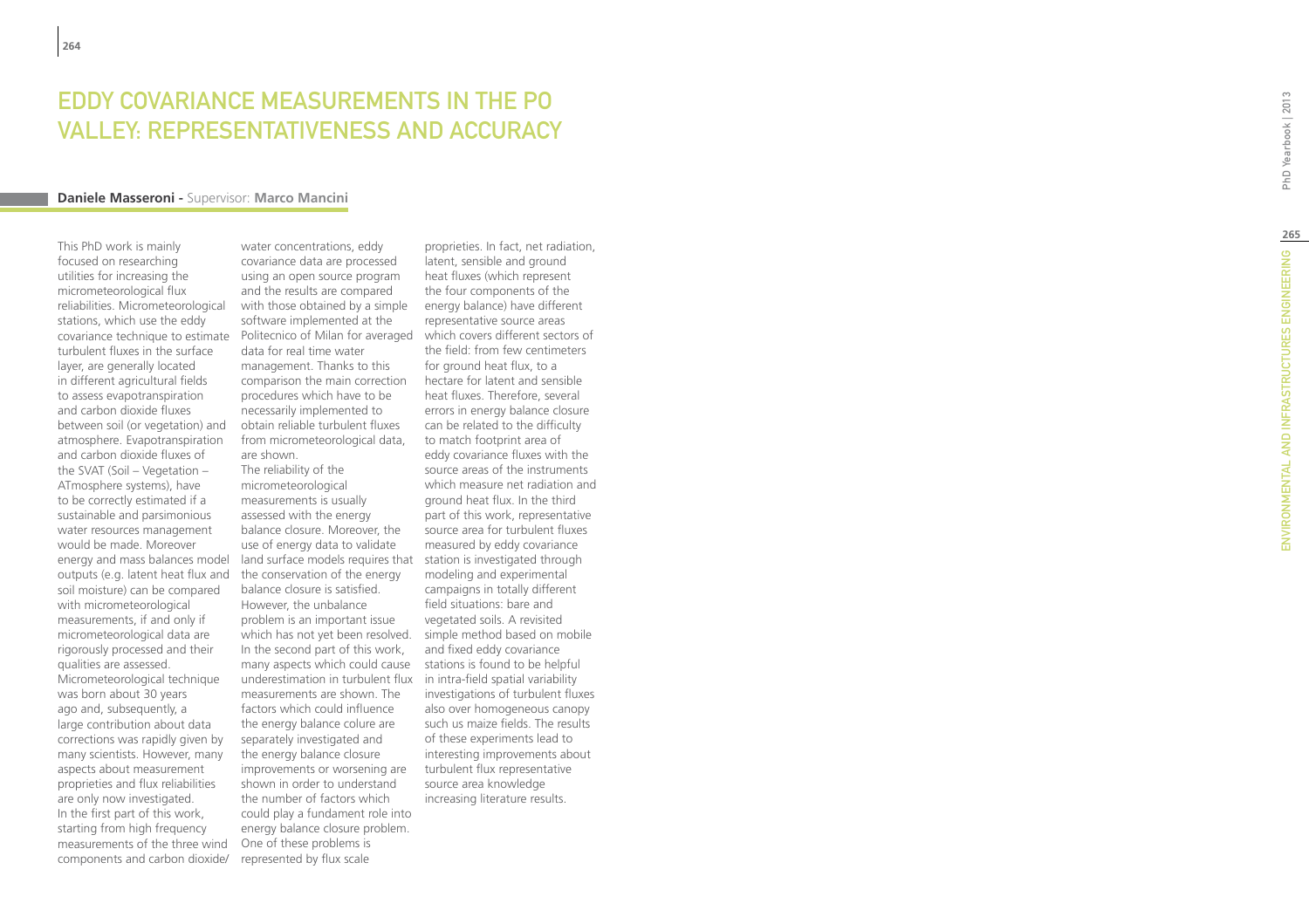# EDDY COVARIANCE MEASUREMENTS IN THE PO VALLEY: REPRESENTATIVENESS AND ACCURACY

**Daniele Masseroni -** Supervisor: **Marco Mancini**

This PhD work is mainly focused on researching utilities for increasing the micrometeorological flux reliabilities. Micrometeorological stations, which use the eddy covariance technique to estimate turbulent fluxes in the surface layer, are generally located in different agricultural fields to assess evapotranspiration and carbon dioxide fluxes between soil (or vegetation) and atmosphere. Evapotranspiration and carbon dioxide fluxes of the SVAT (Soil – Vegetation – ATmosphere systems), have to be correctly estimated if a sustainable and parsimonious water resources management would be made. Moreover energy and mass balances model outputs (e.g. latent heat flux and soil moisture) can be compared with micrometeorological measurements, if and only if micrometeorological data are rigorously processed and their qualities are assessed. Micrometeorological technique was born about 30 years ago and, subsequently, a large contribution about data corrections was rapidly given by many scientists. However, many aspects about measurement proprieties and flux reliabilities are only now investigated. In the first part of this work, starting from high frequency measurements of the three wind components and carbon dioxide/water concentrations, eddy covariance data are processed using an open source program and the results are compared with those obtained by a simple software implemented at the Politecnico of Milan for averaged data for real time water management. Thanks to this comparison the main correction procedures which have to be necessarily implemented to obtain reliable turbulent fluxes from micrometeorological data, are shown.
The reliability of the micrometeorological measurements is usually assessed with the energy balance closure. Moreover, the use of energy data to validate land surface models requires that the conservation of the energy balance closure is satisfied. However, the unbalance problem is an important issue which has not yet been resolved. In the second part of this work, many aspects which could cause underestimation in turbulent flux measurements are shown. The factors which could influence the energy balance colure are separately investigated and the energy balance closure improvements or worsening are shown in order to understand the number of factors which could play a fundament role into energy balance closure problem. One of these problems is represented by flux scale proprieties. In fact, net radiation, latent, sensible and ground heat fluxes (which represent the four components of the energy balance) have different representative source areas which covers different sectors of the field: from few centimeters for ground heat flux, to a hectare for latent and sensible heat fluxes. Therefore, several errors in energy balance closure can be related to the difficulty to match footprint area of eddy covariance fluxes with the source areas of the instruments which measure net radiation and ground heat flux. In the third part of this work, representative source area for turbulent fluxes measured by eddy covariance station is investigated through modeling and experimental campaigns in totally different field situations: bare and vegetated soils. A revisited simple method based on mobile and fixed eddy covariance stations is found to be helpful in intra-field spatial variability investigations of turbulent fluxes also over homogeneous canopy such us maize fields. The results of these experiments lead to interesting improvements about turbulent flux representative source area knowledge increasing literature results.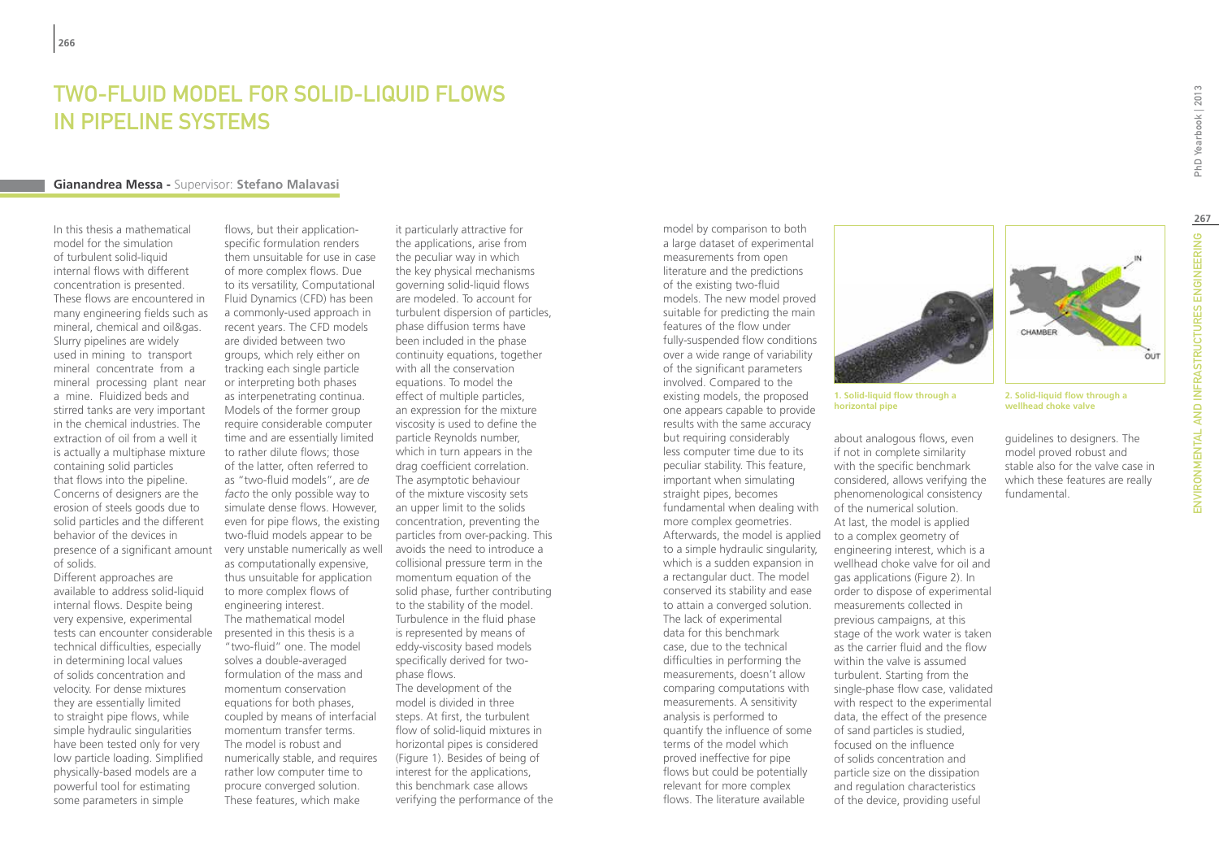# TWO-FLUID MODEL FOR SOLID-LIQUID FLOWS IN PIPELINE SYSTEMS

**Gianandrea Messa -** Supervisor: **Stefano Malavasi**

In this thesis a mathematical model for the simulation of turbulent solid-liquid internal flows with different concentration is presented. These flows are encountered in many engineering fields such as mineral, chemical and oil&gas. Slurry pipelines are widely used in mining to transport mineral concentrate from a mineral processing plant near a mine. Fluidized beds and stirred tanks are very important in the chemical industries. The extraction of oil from a well it is actually a multiphase mixture containing solid particles that flows into the pipeline. Concerns of designers are the erosion of steels goods due to solid particles and the different behavior of the devices in presence of a significant amount of solids.

Different approaches are available to address solid-liquid internal flows. Despite being very expensive, experimental tests can encounter considerable technical difficulties, especially in determining local values of solids concentration and velocity. For dense mixtures they are essentially limited to straight pipe flows, while simple hydraulic singularities have been tested only for very low particle loading. Simplified physically-based models are a powerful tool for estimating some parameters in simple flows, but their application-specific formulation renders them unsuitable for use in case of more complex flows. Due to its versatility, Computational Fluid Dynamics (CFD) has been a commonly-used approach in recent years. The CFD models are divided between two groups, which rely either on tracking each single particle or interpreting both phases as interpenetrating continua. Models of the former group require considerable computer time and are essentially limited to rather dilute flows; those of the latter, often referred to as "two-fluid models", are *de facto* the only possible way to simulate dense flows. However, even for pipe flows, the existing two-fluid models appear to be very unstable numerically as well as computationally expensive, thus unsuitable for application to more complex flows of engineering interest.

The mathematical model presented in this thesis is a "two-fluid" one. The model solves a double-averaged formulation of the mass and momentum conservation equations for both phases, coupled by means of interfacial momentum transfer terms. The model is robust and numerically stable, and requires rather low computer time to procure converged solution. These features, which make it particularly attractive for the applications, arise from the peculiar way in which the key physical mechanisms governing solid-liquid flows are modeled. To account for turbulent dispersion of particles, phase diffusion terms have been included in the phase continuity equations, together with all the conservation equations. To model the effect of multiple particles, an expression for the mixture viscosity is used to define the particle Reynolds number, which in turn appears in the drag coefficient correlation. The asymptotic behaviour of the mixture viscosity sets an upper limit to the solids concentration, preventing the particles from over-packing. This avoids the need to introduce a collisional pressure term in the momentum equation of the solid phase, further contributing to the stability of the model. Turbulence in the fluid phase is represented by means of eddy-viscosity based models specifically derived for two-phase flows.

The development of the model is divided in three steps. At first, the turbulent flow of solid-liquid mixtures in horizontal pipes is considered (Figure 1). Besides of being of interest for the applications, this benchmark case allows verifying the performance of the model by comparison to both a large dataset of experimental measurements from open literature and the predictions of the existing two-fluid models. The new model proved suitable for predicting the main features of the flow under fully-suspended flow conditions over a wide range of variability of the significant parameters involved. Compared to the existing models, the proposed one appears capable to provide results with the same accuracy but requiring considerably less computer time due to its peculiar stability. This feature, important when simulating straight pipes, becomes fundamental when dealing with more complex geometries.

Afterwards, the model is applied to a simple hydraulic singularity, which is a sudden expansion in a rectangular duct. The model conserved its stability and ease to attain a converged solution. The lack of experimental data for this benchmark case, due to the technical difficulties in performing the measurements, doesn't allow comparing computations with measurements. A sensitivity analysis is performed to quantify the influence of some terms of the model which proved ineffective for pipe flows but could be potentially relevant for more complex flows. The literature available about analogous flows, even if not in complete similarity with the specific benchmark considered, allows verifying the phenomenological consistency of the numerical solution.

At last, the model is applied to a complex geometry of engineering interest, which is a wellhead choke valve for oil and gas applications (Figure 2). In order to dispose of experimental measurements collected in previous campaigns, at this stage of the work water is taken as the carrier fluid and the flow within the valve is assumed turbulent. Starting from the single-phase flow case, validated with respect to the experimental data, the effect of the presence of sand particles is studied, focused on the influence of solids concentration and particle size on the dissipation and regulation characteristics of the device, providing useful guidelines to designers. The model proved robust and stable also for the valve case in which these features are really fundamental.

**1. Solid-liquid flow through a horizontal pipe**

**2. Solid-liquid flow through a wellhead choke valve**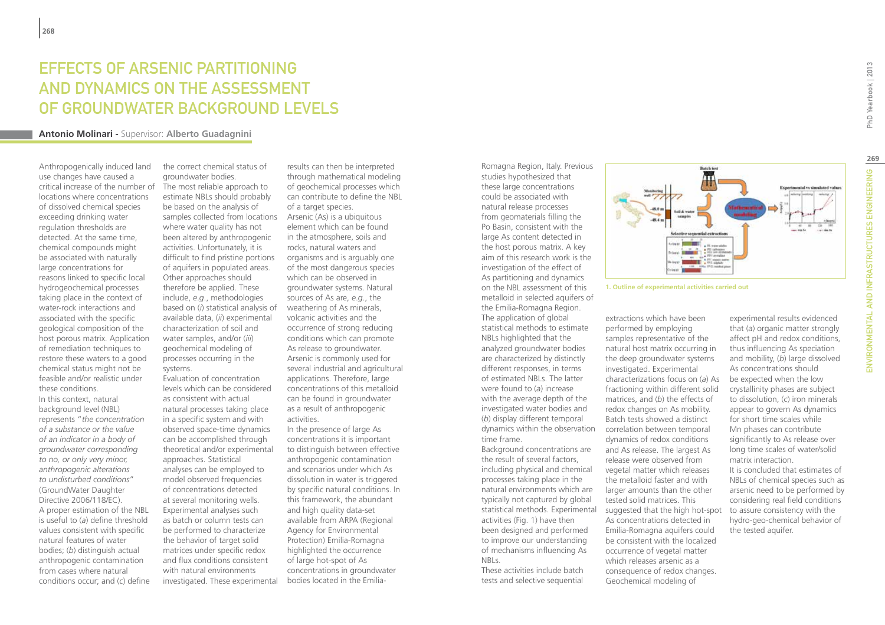# Effects of Arsenic Partitioning and Dynamics on the Assessment of Groundwater Background Levels

**Antonio Molinari** - Supervisor: **Alberto Guadagnini**

Anthropogenically induced land use changes have caused a critical increase of the number of locations where concentrations of dissolved chemical species exceeding drinking water regulation thresholds are detected. At the same time, chemical compounds might be associated with naturally large concentrations for reasons linked to specific local hydrogeochemical processes taking place in the context of water-rock interactions and associated with the specific geological composition of the host porous matrix. Application of remediation techniques to restore these waters to a good chemical status might not be feasible and/or realistic under these conditions.

In this context, natural background level (NBL) represents "*the concentration of a substance or the value of an indicator in a body of groundwater corresponding to no, or only very minor, anthropogenic alterations to undisturbed conditions*" (GroundWater Daughter Directive 2006/118/EC). A proper estimation of the NBL is useful to (*a*) define threshold values consistent with specific natural features of water bodies; (*b*) distinguish actual anthropogenic contamination from cases where natural conditions occur; and (*c*) define the correct chemical status of groundwater bodies.

The most reliable approach to estimate NBLs should probably be based on the analysis of samples collected from locations where water quality has not been altered by anthropogenic activities. Unfortunately, it is difficult to find pristine portions of aquifers in populated areas. Other approaches should therefore be performed. These include, *e.g.*, methodologies based on (*i*) statistical analysis of available data, (*ii*) experimental characterization of soil and water samples, and/or (*iii*) geochemical modeling of processes occurring in the systems.

Evaluation of concentration levels which can be considered as consistent with actual natural processes taking place in a specific system and with observed space-time dynamics can be accomplished through theoretical and/or experimental approaches. Statistical analyses can be employed to model observed frequencies of concentrations detected at several monitoring wells. Experimental analyses such as batch or column tests can be performed to characterize the behavior of target solid matrices under specific redox and flux conditions consistent with natural environments investigated. These experimental results can then be interpreted through mathematical modeling of geochemical processes which can contribute to define the NBL of a target species.

Arsenic (As) is a ubiquitous element which can be found in the atmosphere, soils and rocks, natural waters and organisms and is arguably one of the most dangerous species which can be observed in groundwater systems. Natural sources of As are, *e.g.*, the weathering of As minerals, volcanic activities and the occurrence of strong reducing conditions which can promote As release to groundwater. Arsenic is commonly used for several industrial and agricultural applications. Therefore, large concentrations of this metalloid can be found in groundwater as a result of anthropogenic activities.

In the presence of large As concentrations it is important to distinguish between effective anthropogenic contamination and scenarios under which As dissolution in water is triggered by specific natural conditions. In this framework, the abundant and high quality data-set available from ARPA (Regional Agency for Environmental Protection) Emilia-Romagna highlighted the occurrence of large hot-spot of As concentrations in groundwater bodies located in the Emilia-Romagna Region, Italy. Previous studies hypothesized that these large concentrations could be associated with natural release processes from geomaterials filling the Po Basin, consistent with the large As content detected in the host porous matrix. A key aim of this research work is the investigation of the effect of As partitioning and dynamics on the NBL assessment of this metalloid in selected aquifers of the Emilia-Romagna Region.

The application of global statistical methods to estimate NBLs highlighted that the analyzed groundwater bodies are characterized by distinctly different responses, in terms of estimated NBLs. The latter were found to (*a*) increase with the average depth of the investigated water bodies and (*b*) display different temporal dynamics within the observation time frame.

Background concentrations are the result of several factors, including physical and chemical processes taking place in the natural environments which are typically not captured by global statistical methods. Experimental activities (Fig. 1) have then been designed and performed to improve our understanding of mechanisms influencing As NBLs.

1. Outline of experimental activities carried out

These activities include batch tests and selective sequential extractions which have been performed by employing samples representative of the natural host matrix occurring in the deep groundwater systems investigated. Experimental characterizations focus on (*a*) As fractioning within different solid matrices, and (*b*) the effects of redox changes on As mobility. Batch tests showed a distinct correlation between temporal dynamics of redox conditions and As release. The largest As release were observed from vegetal matter which releases the metalloid faster and with larger amounts than the other tested solid matrices. This suggested that the high hot-spot As concentrations detected in Emilia-Romagna aquifers could be consistent with the localized occurrence of vegetal matter which releases arsenic as a consequence of redox changes.

Geochemical modeling of experimental results evidenced that (*a*) organic matter strongly affect pH and redox conditions, thus influencing As speciation and mobility, (*b*) large dissolved As concentrations should be expected when the low crystallinity phases are subject to dissolution, (*c*) iron minerals appear to govern As dynamics for short time scales while Mn phases can contribute significantly to As release over long time scales of water/solid matrix interaction.

It is concluded that estimates of NBLs of chemical species such as arsenic need to be performed by considering real field conditions to assure consistency with the hydro-geo-chemical behavior of the tested aquifer.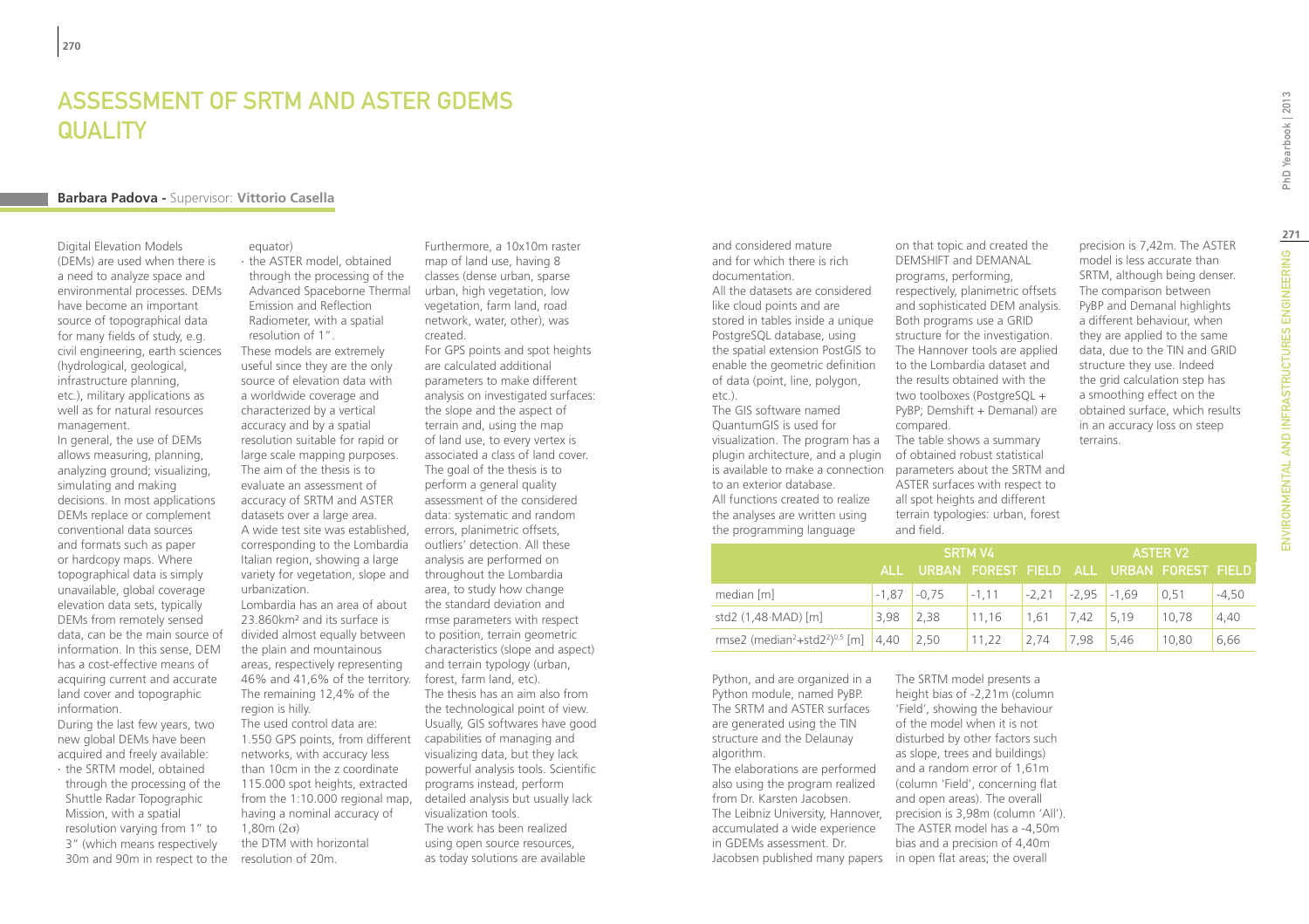# ASSESSMENT OF SRTM AND ASTER GDEMS QUALITY

**Barbara Padova** - Supervisor: **Vittorio Casella**

Digital Elevation Models (DEMs) are used when there is a need to analyze space and environmental processes. DEMs have become an important source of topographical data for many fields of study, e.g. civil engineering, earth sciences (hydrological, geological, infrastructure planning, etc.), military applications as well as for natural resources management.

In general, the use of DEMs allows measuring, planning, analyzing ground; visualizing, simulating and making decisions. In most applications DEMs replace or complement conventional data sources and formats such as paper or hardcopy maps. Where topographical data is simply unavailable, global coverage elevation data sets, typically DEMs from remotely sensed data, can be the main source of information. In this sense, DEM has a cost-effective means of acquiring current and accurate land cover and topographic information.

During the last few years, two new global DEMs have been acquired and freely available:

- the SRTM model, obtained through the processing of the Shuttle Radar Topographic Mission, with a spatial resolution varying from 1" to 3" (which means respectively 30m and 90m in respect to the equator)
- the ASTER model, obtained through the processing of the Advanced Spaceborne Thermal Emission and Reflection Radiometer, with a spatial resolution of 1".

These models are extremely useful since they are the only source of elevation data with a worldwide coverage and characterized by a vertical accuracy and by a spatial resolution suitable for rapid or large scale mapping purposes.

The aim of the thesis is to evaluate an assessment of accuracy of SRTM and ASTER datasets over a large area.

A wide test site was established, corresponding to the Lombardia Italian region, showing a large variety for vegetation, slope and urbanization.

Lombardia has an area of about 23.860km² and its surface is divided almost equally between the plain and mountainous areas, respectively representing 46% and 41,6% of the territory. The remaining 12,4% of the region is hilly.

The used control data are: 1.550 GPS points, from different networks, with accuracy less than 10cm in the z coordinate 115.000 spot heights, extracted from the 1:10.000 regional map, having a nominal accuracy of 1,80m (2σ) the DTM with horizontal resolution of 20m.

Furthermore, a 10x10m raster map of land use, having 8 classes (dense urban, sparse urban, high vegetation, low vegetation, farm land, road network, water, other), was created.

For GPS points and spot heights are calculated additional parameters to make different analysis on investigated surfaces: the slope and the aspect of terrain and, using the map of land use, to every vertex is associated a class of land cover.

The goal of the thesis is to perform a general quality assessment of the considered data: systematic and random errors, planimetric offsets, outliers' detection. All these analysis are performed on throughout the Lombardia area, to study how change the standard deviation and rmse parameters with respect to position, terrain geometric characteristics (slope and aspect) and terrain typology (urban, forest, farm land, etc).

The thesis has an aim also from the technological point of view. Usually, GIS softwares have good capabilities of managing and visualizing data, but they lack powerful analysis tools. Scientific programs instead, perform detailed analysis but usually lack visualization tools.

The work has been realized using open source resources, as today solutions are available and considered mature and for which there is rich documentation.

All the datasets are considered like cloud points and are stored in tables inside a unique PostgreSQL database, using the spatial extension PostGIS to enable the geometric definition of data (point, line, polygon, etc.).

The GIS software named QuantumGIS is used for visualization. The program has a plugin architecture, and a plugin is available to make a connection to an exterior database.

All functions created to realize the analyses are written using the programming language Python, and are organized in a Python module, named PyBP.

The SRTM and ASTER surfaces are generated using the TIN structure and the Delaunay algorithm.

The elaborations are performed also using the program realized from Dr. Karsten Jacobsen.

The Leibniz University, Hannover, accumulated a wide experience in GDEMs assessment. Dr. Jacobsen published many papers on that topic and created the DEMSHIFT and DEMANAL programs, performing, respectively, planimetric offsets and sophisticated DEM analysis. Both programs use a GRID structure for the investigation.

The Hannover tools are applied to the Lombardia dataset and the results obtained with the two toolboxes (PostgreSQL + PyBP; Demshift + Demanal) are compared.

The table shows a summary of obtained robust statistical parameters about the SRTM and ASTER surfaces with respect to all spot heights and different terrain typologies: urban, forest and field.

| | SRTM V4 | | | | ASTER V2 | | | |
|---|---|---|---|---|---|---|---|---|
| | ALL | URBAN | FOREST | FIELD | ALL | URBAN | FOREST | FIELD |
| median [m] | -1,87 | -0,75 | -1,11 | -2,21 | -2,95 | -1,69 | 0,51 | -4,50 |
| std2 (1,48·MAD) [m] | 3,98 | 2,38 | 11,16 | 1,61 | 7,42 | 5,19 | 10,78 | 4,40 |
| rmse2 (median²+std2²)$^{0,5}$ [m] | 4,40 | 2,50 | 11,22 | 2,74 | 7,98 | 5,46 | 10,80 | 6,66 |

The SRTM model presents a height bias of -2,21m (column 'Field', showing the behaviour of the model when it is not disturbed by other factors such as slope, trees and buildings) and a random error of 1,61m (column 'Field', concerning flat and open areas). The overall precision is 3,98m (column 'All').

The ASTER model has a -4,50m bias and a precision of 4,40m in open flat areas; the overall precision is 7,42m. The ASTER model is less accurate than SRTM, although being denser.

The comparison between PyBP and Demanal highlights a different behaviour, when they are applied to the same data, due to the TIN and GRID structure they use. Indeed the grid calculation step has a smoothing effect on the obtained surface, which results in an accuracy loss on steep terrains.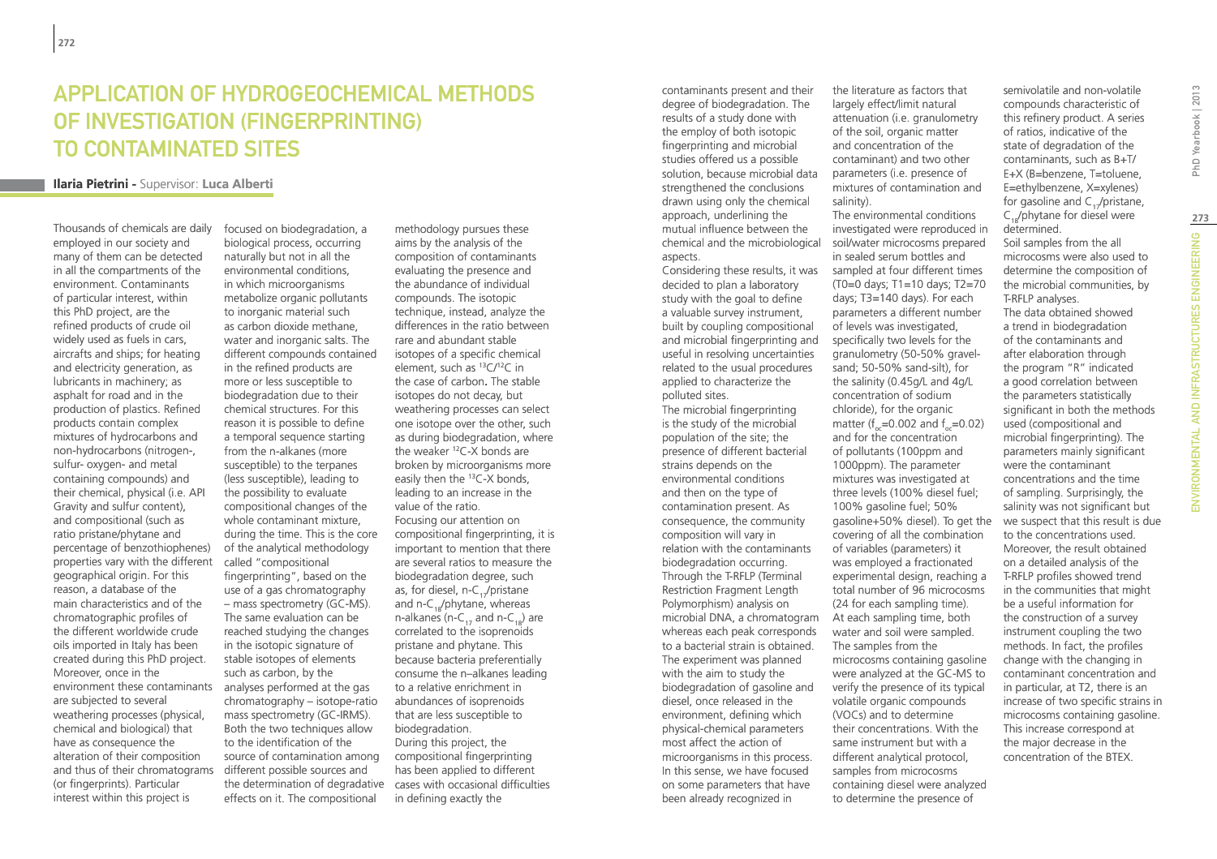# APPLICATION OF HYDROGEOCHEMICAL METHODS OF INVESTIGATION (FINGERPRINTING) TO CONTAMINATED SITES

**Ilaria Pietrini -** Supervisor: **Luca Alberti**

Thousands of chemicals are daily employed in our society and many of them can be detected in all the compartments of the environment. Contaminants of particular interest, within this PhD project, are the refined products of crude oil widely used as fuels in cars, aircrafts and ships; for heating and electricity generation, as lubricants in machinery; as asphalt for road and in the production of plastics. Refined products contain complex mixtures of hydrocarbons and non-hydrocarbons (nitrogen-, sulfur- oxygen- and metal containing compounds) and their chemical, physical (i.e. API Gravity and sulfur content), and compositional (such as ratio pristane/phytane and percentage of benzothiophenes) properties vary with the different geographical origin. For this reason, a database of the main characteristics and of the chromatographic profiles of the different worldwide crude oils imported in Italy has been created during this PhD project. Moreover, once in the environment these contaminants are subjected to several weathering processes (physical, chemical and biological) that have as consequence the alteration of their composition and thus of their chromatograms (or fingerprints). Particular interest within this project is focused on biodegradation, a biological process, occurring naturally but not in all the environmental conditions, in which microorganisms metabolize organic pollutants to inorganic material such as carbon dioxide methane, water and inorganic salts. The different compounds contained in the refined products are more or less susceptible to biodegradation due to their chemical structures. For this reason it is possible to define a temporal sequence starting from the n-alkanes (more susceptible) to the terpanes (less susceptible), leading to the possibility to evaluate compositional changes of the whole contaminant mixture, during the time. This is the core of the analytical methodology called "compositional fingerprinting", based on the use of a gas chromatography – mass spectrometry (GC-MS). The same evaluation can be reached studying the changes in the isotopic signature of stable isotopes of elements such as carbon, by the analyses performed at the gas chromatography – isotope-ratio mass spectrometry (GC-IRMS). Both the two techniques allow to the identification of the source of contamination among different possible sources and the determination of degradative effects on it. The compositional methodology pursues these aims by the analysis of the composition of contaminants evaluating the presence and the abundance of individual compounds. The isotopic technique, instead, analyze the differences in the ratio between rare and abundant stable isotopes of a specific chemical element, such as $^{13}C/^{12}C$ in the case of carbon. The stable isotopes do not decay, but weathering processes can select one isotope over the other, such as during biodegradation, where the weaker $^{12}C$-X bonds are broken by microorganisms more easily then the $^{13}C$-X bonds, leading to an increase in the value of the ratio.

Focusing our attention on compositional fingerprinting, it is important to mention that there are several ratios to measure the biodegradation degree, such as, for diesel, n-$C_{17}$/pristane and n-$C_{18}$/phytane, whereas n-alkanes (n-$C_{17}$ and n-$C_{18}$) are correlated to the isoprenoids pristane and phytane. This because bacteria preferentially consume the n–alkanes leading to a relative enrichment in abundances of isoprenoids that are less susceptible to biodegradation.

During this project, the compositional fingerprinting has been applied to different cases with occasional difficulties in defining exactly the contaminants present and their degree of biodegradation. The results of a study done with the employ of both isotopic fingerprinting and microbial studies offered us a possible solution, because microbial data strengthened the conclusions drawn using only the chemical approach, underlining the mutual influence between the chemical and the microbiological aspects.

Considering these results, it was decided to plan a laboratory study with the goal to define a valuable survey instrument, built by coupling compositional and microbial fingerprinting and useful in resolving uncertainties related to the usual procedures applied to characterize the polluted sites.

The microbial fingerprinting is the study of the microbial population of the site; the presence of different bacterial strains depends on the environmental conditions and then on the type of contamination present. As consequence, the community composition will vary in relation with the contaminants biodegradation occurring. Through the T-RFLP (Terminal Restriction Fragment Length Polymorphism) analysis on microbial DNA, a chromatogram whereas each peak corresponds to a bacterial strain is obtained.

The experiment was planned with the aim to study the biodegradation of gasoline and diesel, once released in the environment, defining which physical-chemical parameters most affect the action of microorganisms in this process. In this sense, we have focused on some parameters that have been already recognized in the literature as factors that largely effect/limit natural attenuation (i.e. granulometry of the soil, organic matter and concentration of the contaminant) and two other parameters (i.e. presence of mixtures of contamination and salinity).

The environmental conditions investigated were reproduced in soil/water microcosms prepared in sealed serum bottles and sampled at four different times (T0=0 days; T1=10 days; T2=70 days; T3=140 days). For each parameters a different number of levels was investigated, specifically two levels for the granulometry (50-50% gravel-sand; 50-50% sand-silt), for the salinity (0.45g/L and 4g/L concentration of sodium chloride), for the organic matter ($f_{oc}$=0.002 and $f_{oc}$=0.02) and for the concentration of pollutants (100ppm and 1000ppm). The parameter mixtures was investigated at three levels (100% diesel fuel; 100% gasoline fuel; 50% gasoline+50% diesel). To get the covering of all the combination of variables (parameters) it was employed a fractionated experimental design, reaching a total number of 96 microcosms (24 for each sampling time). At each sampling time, both water and soil were sampled. The samples from the microcosms containing gasoline were analyzed at the GC-MS to verify the presence of its typical volatile organic compounds (VOCs) and to determine their concentrations. With the same instrument but with a different analytical protocol, samples from microcosms containing diesel were analyzed to determine the presence of semivolatile and non-volatile compounds characteristic of this refinery product. A series of ratios, indicative of the state of degradation of the contaminants, such as B+T/E+X (B=benzene, T=toluene, E=ethylbenzene, X=xylenes) for gasoline and $C_{17}$/pristane, $C_{18}$/phytane for diesel were determined.

Soil samples from the all microcosms were also used to determine the composition of the microbial communities, by T-RFLP analyses.

The data obtained showed a trend in biodegradation of the contaminants and after elaboration through the program "R" indicated a good correlation between the parameters statistically significant in both the methods used (compositional and microbial fingerprinting). The parameters mainly significant were the contaminant concentrations and the time of sampling. Surprisingly, the salinity was not significant but we suspect that this result is due to the concentrations used. Moreover, the result obtained on a detailed analysis of the T-RFLP profiles showed trend in the communities that might be a useful information for the construction of a survey instrument coupling the two methods. In fact, the profiles change with the changing in contaminant concentration and in particular, at T2, there is an increase of two specific strains in microcosms containing gasoline. This increase correspond at the major decrease in the concentration of the BTEX.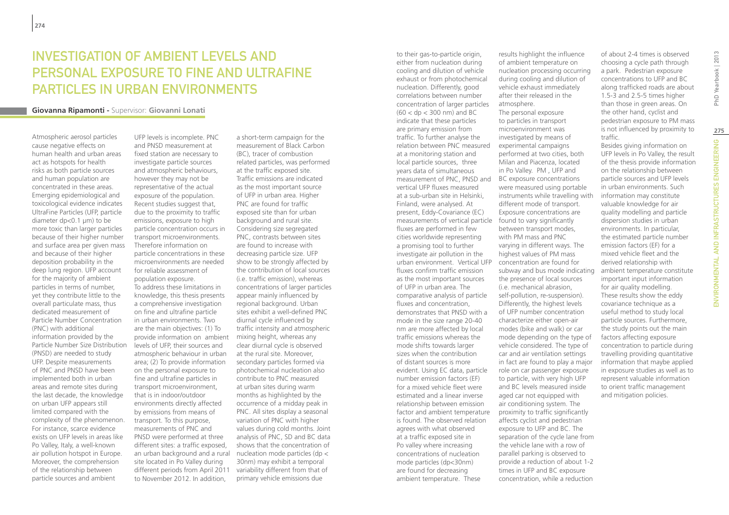# Investigation of ambient levels and personal exposure to fine and ultrafine particles in urban environments

**Giovanna Ripamonti** - Supervisor: **Giovanni Lonati**

Atmospheric aerosol particles cause negative effects on human health and urban areas act as hotspots for health risks as both particle sources and human population are concentrated in these areas. Emerging epidemiological and toxicological evidence indicates UltraFine Particles (UFP, particle diameter dp<0.1 µm) to be more toxic than larger particles because of their higher number and surface area per given mass and because of their higher deposition probability in the deep lung region. UFP account for the majority of ambient particles in terms of number, yet they contribute little to the overall particulate mass, thus dedicated measurement of Particle Number Concentration (PNC) with additional information provided by the Particle Number Size Distribution (PNSD) are needed to study UFP. Despite measurements of PNC and PNSD have been implemented both in urban areas and remote sites during the last decade, the knowledge on urban UFP appears still limited compared with the complexity of the phenomenon. For instance, scarce evidence exists on UFP levels in areas like Po Valley, Italy, a well-known air pollution hotspot in Europe. Moreover, the comprehension of the relationship between particle sources and ambient UFP levels is incomplete. PNC and PNSD measurement at fixed station are necessary to investigate particle sources and atmospheric behaviours, however they may not be representative of the actual exposure of the population. Recent studies suggest that, due to the proximity to traffic emissions, exposure to high particle concentration occurs in transport microenvironments. Therefore information on particle concentrations in these microenvironments are needed for reliable assessment of population exposure.

To address these limitations in knowledge, this thesis presents a comprehensive investigation on fine and ultrafine particle in urban environments. Two are the main objectives: (1) To provide information on ambient levels of UFP, their sources and atmospheric behaviour in urban area; (2) To provide information on the personal exposure to fine and ultrafine particles in transport microenvironment, that is in indoor/outdoor environments directly affected by emissions from means of transport. To this purpose, measurements of PNC and PNSD were performed at three different sites: a traffic exposed, an urban background and a rural site located in Po Valley during different periods from April 2011 to November 2012. In addition, a short-term campaign for the measurement of Black Carbon (BC), tracer of combustion related particles, was performed at the traffic exposed site. Traffic emissions are indicated as the most important source of UFP in urban area. Higher PNC are found for traffic exposed site than for urban background and rural site. Considering size segregated PNC, contrasts between sites are found to increase with decreasing particle size. UFP show to be strongly affected by the contribution of local sources (i.e. traffic emission), whereas concentrations of larger particles appear mainly influenced by regional background. Urban sites exhibit a well-defined PNC diurnal cycle influenced by traffic intensity and atmospheric mixing height, whereas any clear diurnal cycle is observed at the rural site. Moreover, secondary particles formed via photochemical nucleation also contribute to PNC measured at urban sites during warm months as highlighted by the occurrence of a midday peak in PNC. All sites display a seasonal variation of PNC with higher values during cold months. Joint analysis of PNC, SD and BC data shows that the concentration of nucleation mode particles (dp < 30nm) may exhibit a temporal variability different from that of primary vehicle emissions due to their gas-to-particle origin, either from nucleation during cooling and dilution of vehicle exhaust or from photochemical nucleation. Differently, good correlations between number concentration of larger particles (60 < dp < 300 nm) and BC indicate that these particles are primary emission from traffic. To further analyse the relation between PNC measured at a monitoring station and local particle sources, three years data of simultaneous measurement of PNC, PNSD and vertical UFP fluxes measured at a sub-urban site in Helsinki, Finland, were analysed. At present, Eddy-Covariance (EC) measurements of vertical particle fluxes are performed in few cities worldwide representing a promising tool to further investigate air pollution in the urban environment. Vertical UFP fluxes confirm traffic emission as the most important sources of UFP in urban area. The comparative analysis of particle fluxes and concentration, demonstrates that PNSD with a mode in the size range 20-40 nm are more affected by local traffic emissions whereas the mode shifts towards larger sizes when the contribution of distant sources is more evident. Using EC data, particle number emission factors (EF) for a mixed vehicle fleet were estimated and a linear inverse relationship between emission factor and ambient temperature is found. The observed relation agrees with what observed at a traffic exposed site in Po valley where increasing concentrations of nucleation mode particles (dp<30nm) are found for decreasing ambient temperature. These results highlight the influence of ambient temperature on nucleation processing occurring during cooling and dilution of vehicle exhaust immediately after their released in the atmosphere.

The personal exposure to particles in transport microenvironment was investigated by means of experimental campaigns performed at two cities, both Milan and Piacenza, located in Po Valley. PM , UFP and BC exposure concentrations were measured using portable instruments while travelling with different mode of transport. Exposure concentrations are found to vary significantly between transport modes, with PM mass and PNC varying in different ways. The highest values of PM mass concentration are found for subway and bus mode indicating the presence of local sources (i.e. mechanical abrasion, self-pollution, re-suspension). Differently, the highest levels of UFP number concentration characterize either open-air modes (bike and walk) or car mode depending on the type of vehicle considered. The type of car and air ventilation settings in fact are found to play a major role on car passenger exposure to particle, with very high UFP and BC levels measured inside aged car not equipped with air conditioning system. The proximity to traffic significantly affects cyclist and pedestrian exposure to UFP and BC. The separation of the cycle lane from the vehicle lane with a row of parallel parking is observed to provide a reduction of about 1-2 times in UFP and BC exposure concentration, while a reduction of about 2-4 times is observed choosing a cycle path through a park. Pedestrian exposure concentrations to UFP and BC along trafficked roads are about 1.5-3 and 2.5-5 times higher than those in green areas. On the other hand, cyclist and pedestrian exposure to PM mass is not influenced by proximity to traffic.

Besides giving information on UFP levels in Po Valley, the result of the thesis provide information on the relationship between particle sources and UFP levels in urban environments. Such information may constitute valuable knowledge for air quality modelling and particle dispersion studies in urban environments. In particular, the estimated particle number emission factors (EF) for a mixed vehicle fleet and the derived relationship with ambient temperature constitute important input information for air quality modelling. These results show the eddy covariance technique as a useful method to study local particle sources. Furthermore, the study points out the main factors affecting exposure concentration to particle during travelling providing quantitative information that maybe applied in exposure studies as well as to represent valuable information to orient traffic management and mitigation policies.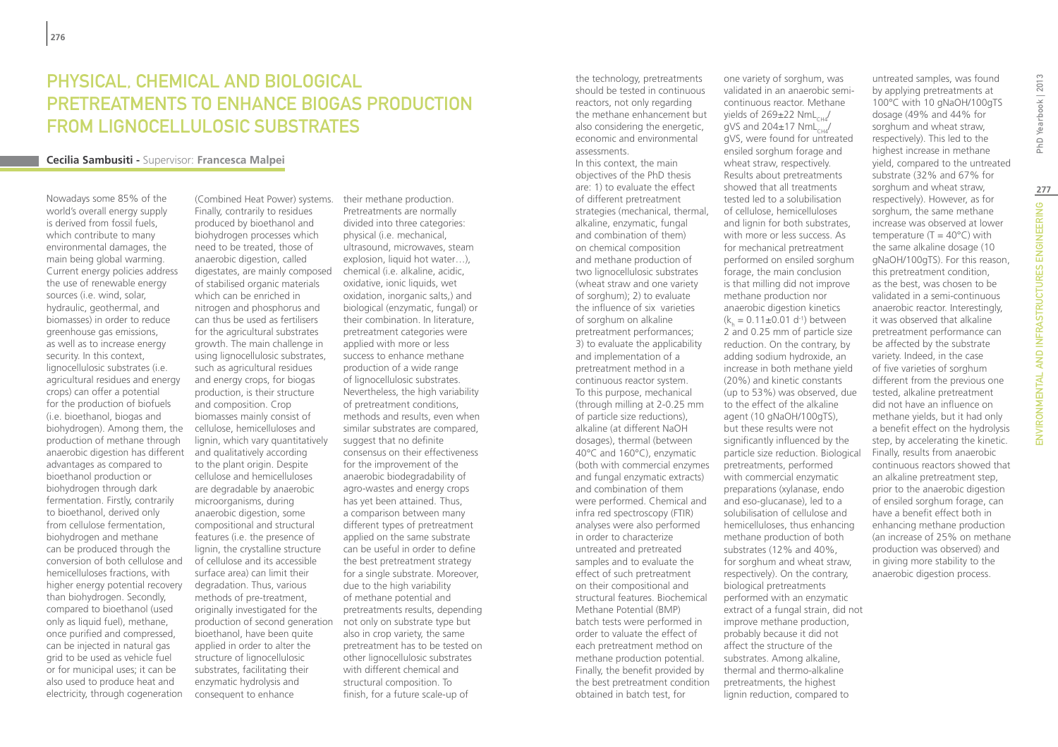# Physical, Chemical and Biological Pretreatments to Enhance Biogas Production from Lignocellulosic Substrates

**Cecilia Sambusiti** - Supervisor: **Francesca Malpei**

Nowadays some 85% of the world's overall energy supply is derived from fossil fuels, which contribute to many environmental damages, the main being global warming. Current energy policies address the use of renewable energy sources (i.e. wind, solar, hydraulic, geothermal, and biomasses) in order to reduce greenhouse gas emissions, as well as to increase energy security. In this context, lignocellulosic substrates (i.e. agricultural residues and energy crops) can offer a potential for the production of biofuels (i.e. bioethanol, biogas and biohydrogen). Among them, the production of methane through anaerobic digestion has different advantages as compared to bioethanol production or biohydrogen through dark fermentation. Firstly, contrarily to bioethanol, derived only from cellulose fermentation, biohydrogen and methane can be produced through the conversion of both cellulose and hemicelluloses fractions, with higher energy potential recovery than biohydrogen. Secondly, compared to bioethanol (used only as liquid fuel), methane, once purified and compressed, can be injected in natural gas grid to be used as vehicle fuel or for municipal uses; it can be also used to produce heat and electricity, through cogeneration (Combined Heat Power) systems. Finally, contrarily to residues produced by bioethanol and biohydrogen processes which need to be treated, those of anaerobic digestion, called digestates, are mainly composed of stabilised organic materials which can be enriched in nitrogen and phosphorus and can thus be used as fertilisers for the agricultural substrates growth. The main challenge in using lignocellulosic substrates, such as agricultural residues and energy crops, for biogas production, is their structure and composition. Crop biomasses mainly consist of cellulose, hemicelluloses and lignin, which vary quantitatively and qualitatively according to the plant origin. Despite cellulose and hemicelluloses are degradable by anaerobic microorganisms, during anaerobic digestion, some compositional and structural features (i.e. the presence of lignin, the crystalline structure of cellulose and its accessible surface area) can limit their degradation. Thus, various methods of pre-treatment, originally investigated for the production of second generation bioethanol, have been quite applied in order to alter the structure of lignocellulosic substrates, facilitating their enzymatic hydrolysis and consequent to enhance their methane production. Pretreatments are normally divided into three categories: physical (i.e. mechanical, ultrasound, microwaves, steam explosion, liquid hot water…), chemical (i.e. alkaline, acidic, oxidative, ionic liquids, wet oxidation, inorganic salts,) and biological (enzymatic, fungal) or their combination. In literature, pretreatment categories were applied with more or less success to enhance methane production of a wide range of lignocellulosic substrates. Nevertheless, the high variability of pretreatment conditions, methods and results, even when similar substrates are compared, suggest that no definite consensus on their effectiveness for the improvement of the anaerobic biodegradability of agro-wastes and energy crops has yet been attained. Thus, a comparison between many different types of pretreatment applied on the same substrate can be useful in order to define the best pretreatment strategy for a single substrate. Moreover, due to the high variability of methane potential and pretreatments results, depending not only on substrate type but also in crop variety, the same pretreatment has to be tested on other lignocellulosic substrates with different chemical and structural composition. To finish, for a future scale-up of the technology, pretreatments should be tested in continuous reactors, not only regarding the methane enhancement but also considering the energetic, economic and environmental assessments.

In this context, the main objectives of the PhD thesis are: 1) to evaluate the effect of different pretreatment strategies (mechanical, thermal, alkaline, enzymatic, fungal and combination of them) on chemical composition and methane production of two lignocellulosic substrates (wheat straw and one variety of sorghum); 2) to evaluate the influence of six varieties of sorghum on alkaline pretreatment performances; 3) to evaluate the applicability and implementation of a pretreatment method in a continuous reactor system. To this purpose, mechanical (through milling at 2-0.25 mm of particle size reductions), alkaline (at different NaOH dosages), thermal (between 40°C and 160°C), enzymatic (both with commercial enzymes and fungal enzymatic extracts) and combination of them were performed. Chemical and infra red spectroscopy (FTIR) analyses were also performed in order to characterize untreated and pretreated samples and to evaluate the effect of such pretreatment on their compositional and structural features. Biochemical Methane Potential (BMP) batch tests were performed in order to valuate the effect of each pretreatment method on methane production potential. Finally, the benefit provided by the best pretreatment condition obtained in batch test, for one variety of sorghum, was validated in an anaerobic semi-continuous reactor. Methane yields of 269±22 $NmL_{CH4}$/gVS and 204±17 $NmL_{CH4}$/gVS, were found for untreated ensiled sorghum forage and wheat straw, respectively. Results about pretreatments showed that all treatments tested led to a solubilisation of cellulose, hemicelluloses and lignin for both substrates, with more or less success. As for mechanical pretreatment performed on ensiled sorghum forage, the main conclusion is that milling did not improve methane production nor anaerobic digestion kinetics ($k_h$ = 0.11±0.01 $d^{-1}$) between 2 and 0.25 mm of particle size reduction. On the contrary, by adding sodium hydroxide, an increase in both methane yield (20%) and kinetic constants (up to 53%) was observed, due to the effect of the alkaline agent (10 gNaOH/100gTS), but these results were not significantly influenced by the particle size reduction. Biological pretreatments, performed with commercial enzymatic preparations (xylanase, endo and eso-glucanase), led to a solubilisation of cellulose and hemicelluloses, thus enhancing methane production of both substrates (12% and 40%, for sorghum and wheat straw, respectively). On the contrary, biological pretreatments performed with an enzymatic extract of a fungal strain, did not improve methane production, probably because it did not affect the structure of the substrates. Among alkaline, thermal and thermo-alkaline pretreatments, the highest lignin reduction, compared to untreated samples, was found by applying pretreatments at 100°C with 10 gNaOH/100gTS dosage (49% and 44% for sorghum and wheat straw, respectively). This led to the highest increase in methane yield, compared to the untreated substrate (32% and 67% for sorghum and wheat straw, respectively). However, as for sorghum, the same methane increase was observed at lower temperature (T = 40°C) with the same alkaline dosage (10 gNaOH/100gTS). For this reason, this pretreatment condition, as the best, was chosen to be validated in a semi-continuous anaerobic reactor. Interestingly, it was observed that alkaline pretreatment performance can be affected by the substrate variety. Indeed, in the case of five varieties of sorghum different from the previous one tested, alkaline pretreatment did not have an influence on methane yields, but it had only a benefit effect on the hydrolysis step, by accelerating the kinetic. Finally, results from anaerobic continuous reactors showed that an alkaline pretreatment step, prior to the anaerobic digestion of ensiled sorghum forage, can have a benefit effect both in enhancing methane production (an increase of 25% on methane production was observed) and in giving more stability to the anaerobic digestion process.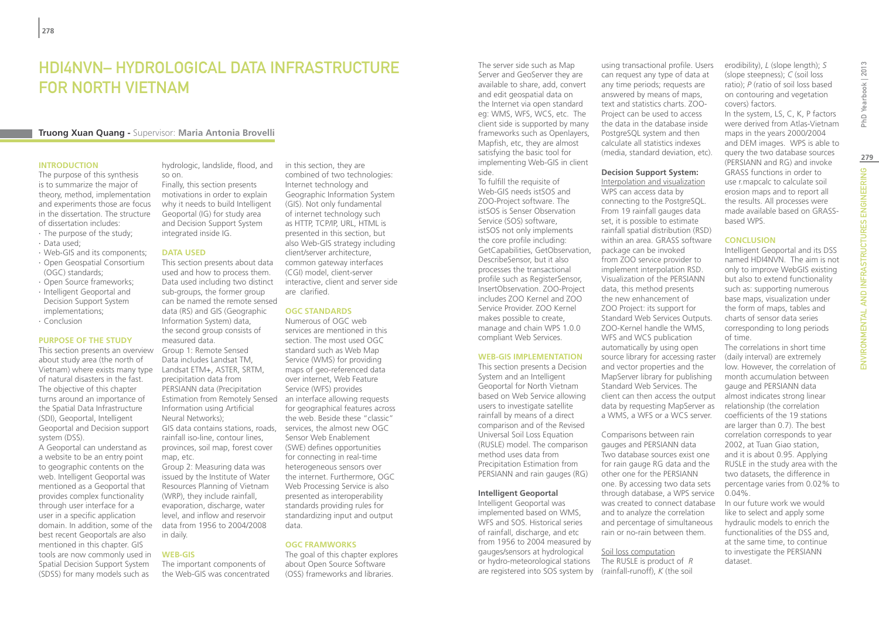# HDI4NVN– Hydrological Data Infrastructure for North Vietnam

**Truong Xuan Quang** - Supervisor: **Maria Antonia Brovelli**

## Introduction

The purpose of this synthesis is to summarize the major of theory, method, implementation and experiments those are focus in the dissertation. The structure of dissertation includes:

- The purpose of the study;
- Data used;
- Web-GIS and its components;
- Open Geospatial Consortium (OGC) standards;
- Open Source frameworks;
- Intelligent Geoportal and Decision Support System implementations;
- Conclusion

## Purpose of the Study

This section presents an overview about study area (the north of Vietnam) where exists many type of natural disasters in the fast. The objective of this chapter turns around an importance of the Spatial Data Infrastructure (SDI), Geoportal, Intelligent Geoportal and Decision support system (DSS).

A Geoportal can understand as a website to be an entry point to geographic contents on the web. Intelligent Geoportal was mentioned as a Geoportal that provides complex functionality through user interface for a user in a specific application domain. In addition, some of the best recent Geoportals are also mentioned in this chapter. GIS tools are now commonly used in Spatial Decision Support System (SDSS) for many models such as hydrologic, landslide, flood, and so on.

Finally, this section presents motivations in order to explain why it needs to build Intelligent Geoportal (IG) for study area and Decision Support System integrated inside IG.

## Data Used

This section presents about data used and how to process them. Data used including two distinct sub-groups, the former group can be named the remote sensed data (RS) and GIS (Geographic Information System) data, the second group consists of measured data.

Group 1: Remote Sensed Data includes Landsat TM, Landsat ETM+, ASTER, SRTM, precipitation data from PERSIANN data (Precipitation Estimation from Remotely Sensed Information using Artificial Neural Networks);

GIS data contains stations, roads, rainfall iso-line, contour lines, provinces, soil map, forest cover map, etc.

Group 2: Measuring data was issued by the Institute of Water Resources Planning of Vietnam (WRP), they include rainfall, evaporation, discharge, water level, and inflow and reservoir data from 1956 to 2004/2008 in daily.

## Web-GIS

The important components of the Web-GIS was concentrated in this section, they are combined of two technologies: Internet technology and Geographic Information System (GIS). Not only fundamental of internet technology such as HTTP, TCP/IP, URL, HTML is presented in this section, but also Web-GIS strategy including client/server architecture, common gateway interfaces (CGI) model, client-server interactive, client and server side are clarified.

## OGC Standards

Numerous of OGC web services are mentioned in this section. The most used OGC standard such as Web Map Service (WMS) for providing maps of geo-referenced data over internet, Web Feature Service (WFS) provides an interface allowing requests for geographical features across the web. Beside these "classic" services, the almost new OGC Sensor Web Enablement (SWE) defines opportunities for connecting in real-time heterogeneous sensors over the internet. Furthermore, OGC Web Processing Service is also presented as interoperability standards providing rules for standardizing input and output data.

## OGC Framworks

The goal of this chapter explores about Open Source Software (OSS) frameworks and libraries. The server side such as Map Server and GeoServer they are available to share, add, convert and edit geospatial data on the Internet via open standard eg: WMS, WFS, WCS, etc. The client side is supported by many frameworks such as Openlayers, Mapfish, etc, they are almost satisfying the basic tool for implementing Web-GIS in client side.

To fulfill the requisite of Web-GIS needs istSOS and ZOO-Project software. The istSOS is Senser Observation Service (SOS) software, istSOS not only implements the core profile including: GetCapabilities, GetObservation, DescribeSensor, but it also processes the transactional profile such as RegisterSensor, InsertObservation. ZOO-Project includes ZOO Kernel and ZOO Service Provider. ZOO Kernel makes possible to create, manage and chain WPS 1.0.0 compliant Web Services.

## Web-GIS Implementation

This section presents a Decision System and an Intelligent Geoportal for North Vietnam based on Web Service allowing users to investigate satellite rainfall by means of a direct comparison and of the Revised Universal Soil Loss Equation (RUSLE) model. The comparison method uses data from Precipitation Estimation from PERSIANN and rain gauges (RG)

### Intelligent Geoportal

Intelligent Geoportal was implemented based on WMS, WFS and SOS. Historical series of rainfall, discharge, and etc from 1956 to 2004 measured by gauges/sensors at hydrological or hydro-meteorological stations are registered into SOS system by using transactional profile. Users can request any type of data at any time periods; requests are answered by means of maps, text and statistics charts. ZOO-Project can be used to access the data in the database inside PostgreSQL system and then calculate all statistics indexes (media, standard deviation, etc).

### Decision Support System:

Interpolation and visualization

WPS can access data by connecting to the PostgreSQL. From 19 rainfall gauges data set, it is possible to estimate rainfall spatial distribution (RSD) within an area. GRASS software package can be invoked from ZOO service provider to implement interpolation RSD. Visualization of the PERSIANN data, this method presents the new enhancement of ZOO Project: its support for Standard Web Services Outputs. ZOO-Kernel handle the WMS, WFS and WCS publication automatically by using open source library for accessing raster and vector properties and the MapServer library for publishing Standard Web Services. The client can then access the output data by requesting MapServer as a WMS, a WFS or a WCS server.

Comparisons between rain gauges and PERSIANN data

Two database sources exist one for rain gauge RG data and the other one for the PERSIANN one. By accessing two data sets through database, a WPS service was created to connect database and to analyze the correlation and percentage of simultaneous rain or no-rain between them.

Soil loss computation

The RUSLE is product of *R* (rainfall-runoff), *K* (the soil erodibility), *L* (slope length); *S* (slope steepness); *C* (soil loss ratio); *P* (ratio of soil loss based on contouring and vegetation covers) factors.

In the system, LS, C, K, P factors were derived from Atlas-Vietnam maps in the years 2000/2004 and DEM images. WPS is able to query the two database sources (PERSIANN and RG) and invoke GRASS functions in order to use r.mapcalc to calculate soil erosion maps and to report all the results. All processes were made available based on GRASS-based WPS.

## Conclusion

Intelligent Geoportal and its DSS named HDI4NVN. The aim is not only to improve WebGIS existing but also to extend functionality such as: supporting numerous base maps, visualization under the form of maps, tables and charts of sensor data series corresponding to long periods of time.

The correlations in short time (daily interval) are extremely low. However, the correlation of month accumulation between gauge and PERSIANN data almost indicates strong linear relationship (the correlation coefficients of the 19 stations are larger than 0.7). The best correlation corresponds to year 2002, at Tuan Giao station, and it is about 0.95. Applying RUSLE in the study area with the two datasets, the difference in percentage varies from 0.02% to 0.04%.

In our future work we would like to select and apply some hydraulic models to enrich the functionalities of the DSS and, at the same time, to continue to investigate the PERSIANN dataset.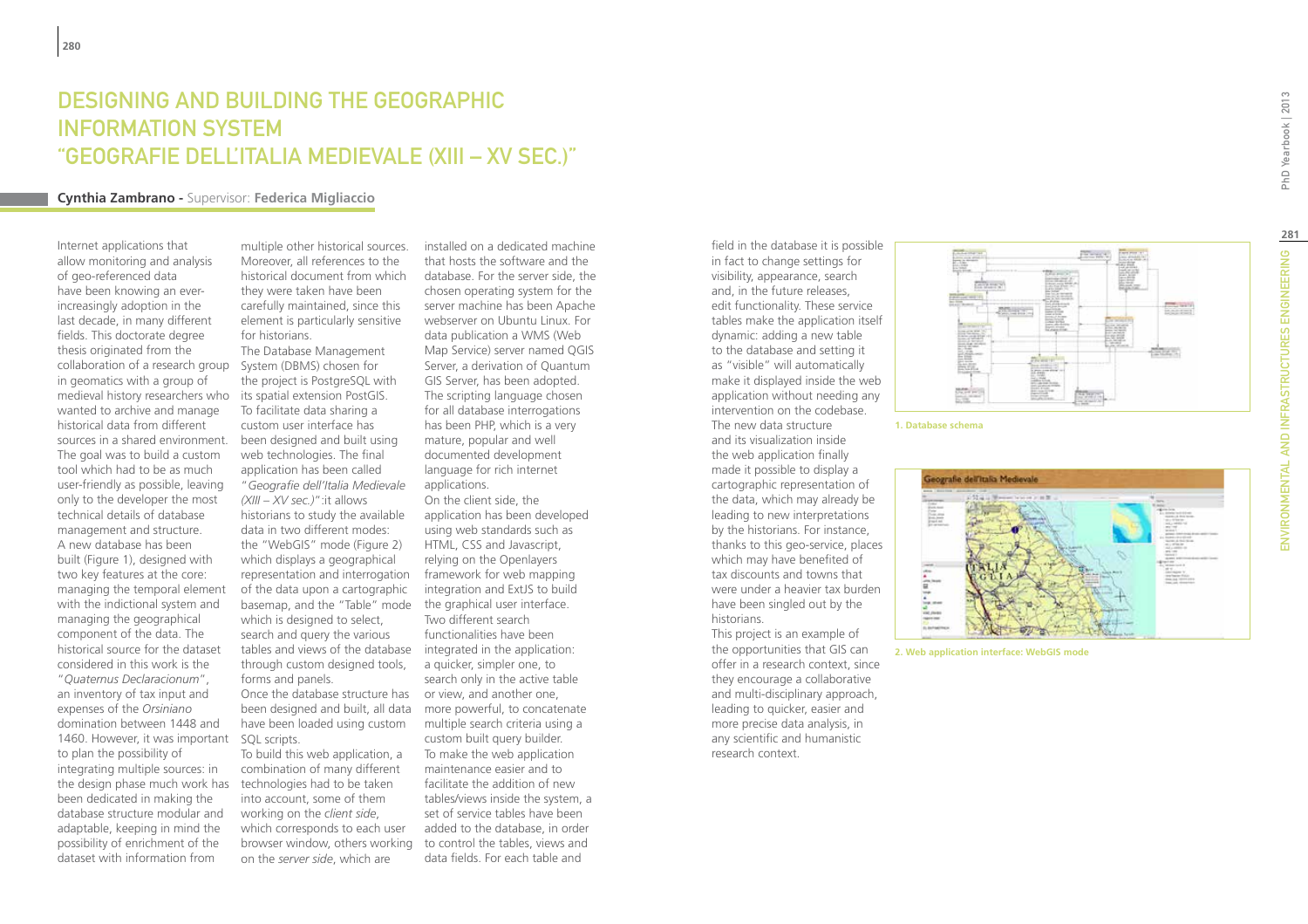# DESIGNING AND BUILDING THE GEOGRAPHIC INFORMATION SYSTEM "GEOGRAFIE DELL'ITALIA MEDIEVALE (XIII – XV SEC.)"

**Cynthia Zambrano -** Supervisor: **Federica Migliaccio**

Internet applications that allow monitoring and analysis of geo-referenced data have been knowing an ever-increasingly adoption in the last decade, in many different fields. This doctorate degree thesis originated from the collaboration of a research group in geomatics with a group of medieval history researchers who wanted to archive and manage historical data from different sources in a shared environment. The goal was to build a custom tool which had to be as much user-friendly as possible, leaving only to the developer the most technical details of database management and structure.

A new database has been built (Figure 1), designed with two key features at the core: managing the temporal element with the indictional system and managing the geographical component of the data. The historical source for the dataset considered in this work is the "*Quaternus Declaracionum*", an inventory of tax input and expenses of the *Orsiniano* domination between 1448 and 1460. However, it was important to plan the possibility of integrating multiple sources: in the design phase much work has been dedicated in making the database structure modular and adaptable, keeping in mind the possibility of enrichment of the dataset with information from multiple other historical sources. Moreover, all references to the historical document from which they were taken have been carefully maintained, since this element is particularly sensitive for historians.

The Database Management System (DBMS) chosen for the project is PostgreSQL with its spatial extension PostGIS. To facilitate data sharing a custom user interface has been designed and built using web technologies. The final application has been called "*Geografie dell'Italia Medievale (XIII – XV sec.)*":it allows historians to study the available data in two different modes: the "WebGIS" mode (Figure 2) which displays a geographical representation and interrogation of the data upon a cartographic basemap, and the "Table" mode which is designed to select, search and query the various tables and views of the database through custom designed tools, forms and panels.

Once the database structure has been designed and built, all data have been loaded using custom SQL scripts.

To build this web application, a combination of many different technologies had to be taken into account, some of them working on the *client side*, which corresponds to each user browser window, others working on the *server side*, which are installed on a dedicated machine that hosts the software and the database. For the server side, the chosen operating system for the server machine has been Apache webserver on Ubuntu Linux. For data publication a WMS (Web Map Service) server named QGIS Server, a derivation of Quantum GIS Server, has been adopted. The scripting language chosen for all database interrogations has been PHP, which is a very mature, popular and well documented development language for rich internet applications.

On the client side, the application has been developed using web standards such as HTML, CSS and Javascript, relying on the Openlayers framework for web mapping integration and ExtJS to build the graphical user interface.

Two different search functionalities have been integrated in the application: a quicker, simpler one, to search only in the active table or view, and another one, more powerful, to concatenate multiple search criteria using a custom built query builder.

To make the web application maintenance easier and to facilitate the addition of new tables/views inside the system, a set of service tables have been added to the database, in order to control the tables, views and data fields. For each table and field in the database it is possible in fact to change settings for visibility, appearance, search and, in the future releases, edit functionality. These service tables make the application itself dynamic: adding a new table to the database and setting it as "visible" will automatically make it displayed inside the web application without needing any intervention on the codebase.

The new data structure and its visualization inside the web application finally made it possible to display a cartographic representation of the data, which may already be leading to new interpretations by the historians. For instance, thanks to this geo-service, places which may have benefited of tax discounts and towns that were under a heavier tax burden have been singled out by the historians.

This project is an example of the opportunities that GIS can offer in a research context, since they encourage a collaborative and multi-disciplinary approach, leading to quicker, easier and more precise data analysis, in any scientific and humanistic research context.

1. Database schema

2. Web application interface: WebGIS mode